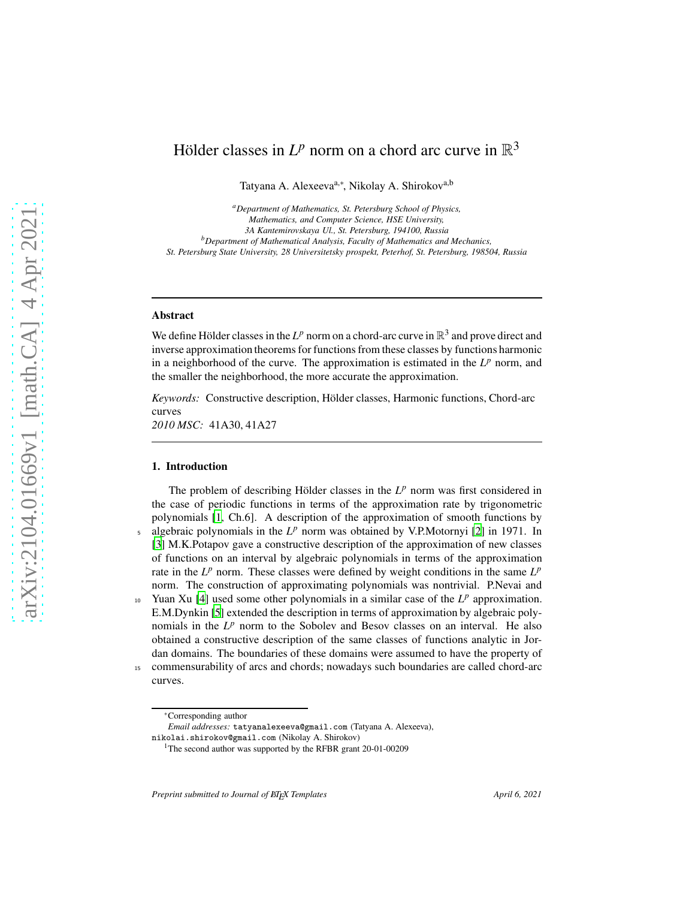# Hölder classes in $L^p$ norm on a chord arc curve in $\mathbb{R}^3$

Tatyana A. Alexeeva[a,*], Nikolay A. Shirokov[a,b]

[a] *Department of Mathematics, St. Petersburg School of Physics, Mathematics, and Computer Science, HSE University, 3A Kantemirovskaya Ul., St. Petersburg, 194100, Russia*

[b] *Department of Mathematical Analysis, Faculty of Mathematics and Mechanics, St. Petersburg State University, 28 Universitetsky prospekt, Peterhof, St. Petersburg, 198504, Russia*

---

### Abstract

We define Hölder classes in the $L^p$ norm on a chord-arc curve in $\mathbb{R}^3$ and prove direct and inverse approximation theorems for functions from these classes by functions harmonic in a neighborhood of the curve. The approximation is estimated in the $L^p$ norm, and the smaller the neighborhood, the more accurate the approximation.

*Keywords:* Constructive description, Hölder classes, Harmonic functions, Chord-arc curves
*2010 MSC:* 41A30, 41A27

---

## 1. Introduction

The problem of describing Hölder classes in the $L^p$ norm was first considered in the case of periodic functions in terms of the approximation rate by trigonometric polynomials [1, Ch.6]. A description of the approximation of smooth functions by algebraic polynomials in the $L^p$ norm was obtained by V.P.Motornyi [2] in 1971. In [3] M.K.Potapov gave a constructive description of the approximation of new classes of functions on an interval by algebraic polynomials in terms of the approximation rate in the $L^p$ norm. These classes were defined by weight conditions in the same $L^p$ norm. The construction of approximating polynomials was nontrivial. P.Nevai and Yuan Xu [4] used some other polynomials in a similar case of the $L^p$ approximation. E.M.Dynkin [5] extended the description in terms of approximation by algebraic polynomials in the $L^p$ norm to the Sobolev and Besov classes on an interval. He also obtained a constructive description of the same classes of functions analytic in Jordan domains. The boundaries of these domains were assumed to have the property of commensurability of arcs and chords; nowadays such boundaries are called chord-arc curves.

---

*Corresponding author
*Email addresses:* tatyanalexeeva@gmail.com (Tatyana A. Alexeeva), nikolai.shirokov@gmail.com (Nikolay A. Shirokov)
[1]The second author was supported by the RFBR grant 20-01-00209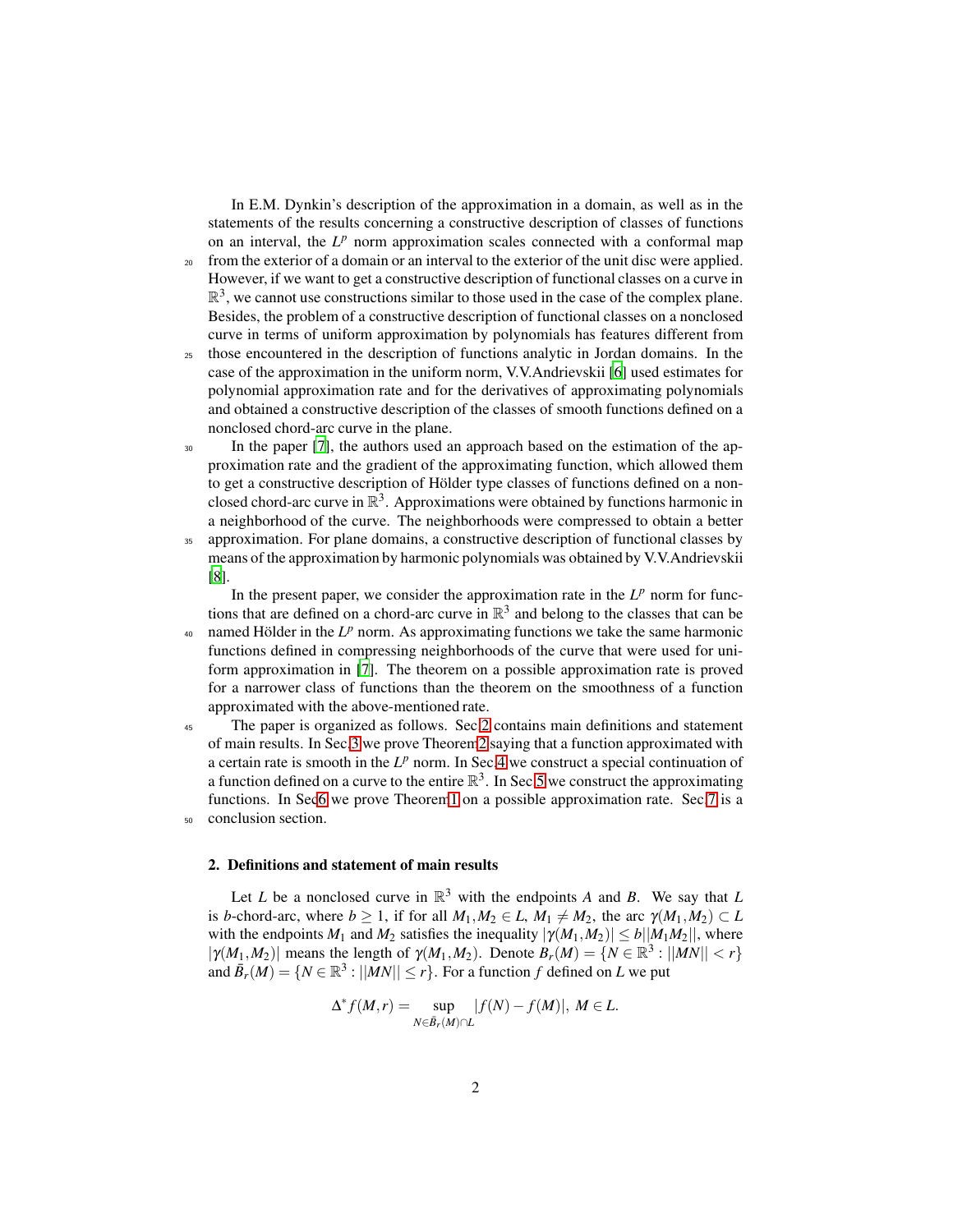In E.M. Dynkin's description of the approximation in a domain, as well as in the statements of the results concerning a constructive description of classes of functions on an interval, the $L^p$ norm approximation scales connected with a conformal map from the exterior of a domain or an interval to the exterior of the unit disc were applied. However, if we want to get a constructive description of functional classes on a curve in $\mathbb{R}^3$, we cannot use constructions similar to those used in the case of the complex plane. Besides, the problem of a constructive description of functional classes on a nonclosed curve in terms of uniform approximation by polynomials has features different from those encountered in the description of functions analytic in Jordan domains. In the case of the approximation in the uniform norm, V.V.Andrievskii [6] used estimates for polynomial approximation rate and for the derivatives of approximating polynomials and obtained a constructive description of the classes of smooth functions defined on a nonclosed chord-arc curve in the plane.

In the paper [7], the authors used an approach based on the estimation of the approximation rate and the gradient of the approximating function, which allowed them to get a constructive description of Hölder type classes of functions defined on a nonclosed chord-arc curve in $\mathbb{R}^3$. Approximations were obtained by functions harmonic in a neighborhood of the curve. The neighborhoods were compressed to obtain a better approximation. For plane domains, a constructive description of functional classes by means of the approximation by harmonic polynomials was obtained by V.V.Andrievskii [8].

In the present paper, we consider the approximation rate in the $L^p$ norm for functions that are defined on a chord-arc curve in $\mathbb{R}^3$ and belong to the classes that can be named Hölder in the $L^p$ norm. As approximating functions we take the same harmonic functions defined in compressing neighborhoods of the curve that were used for uniform approximation in [7]. The theorem on a possible approximation rate is proved for a narrower class of functions than the theorem on the smoothness of a function approximated with the above-mentioned rate.

The paper is organized as follows. Sec 2 contains main definitions and statement of main results. In Sec 3 we prove Theorem 2 saying that a function approximated with a certain rate is smooth in the $L^p$ norm. In Sec 4 we construct a special continuation of a function defined on a curve to the entire $\mathbb{R}^3$. In Sec 5 we construct the approximating functions. In Sec 6 we prove Theorem 1 on a possible approximation rate. Sec 7 is a conclusion section.

## 2. Definitions and statement of main results

Let $L$ be a nonclosed curve in $\mathbb{R}^3$ with the endpoints $A$ and $B$. We say that $L$ is $b$-chord-arc, where $b \geq 1$, if for all $M_1, M_2 \in L$, $M_1 \neq M_2$, the arc $\gamma(M_1, M_2) \subset L$ with the endpoints $M_1$ and $M_2$ satisfies the inequality $|\gamma(M_1, M_2)| \leq b||M_1 M_2||$, where $|\gamma(M_1, M_2)|$ means the length of $\gamma(M_1, M_2)$. Denote $B_r(M) = \{N \in \mathbb{R}^3 : ||MN|| < r\}$ and $\bar{B}_r(M) = \{N \in \mathbb{R}^3 : ||MN|| \leq r\}$. For a function $f$ defined on $L$ we put

$$\Delta^* f(M, r) = \sup_{N \in \bar{B}_r(M) \cap L} |f(N) - f(M)|, \; M \in L.$$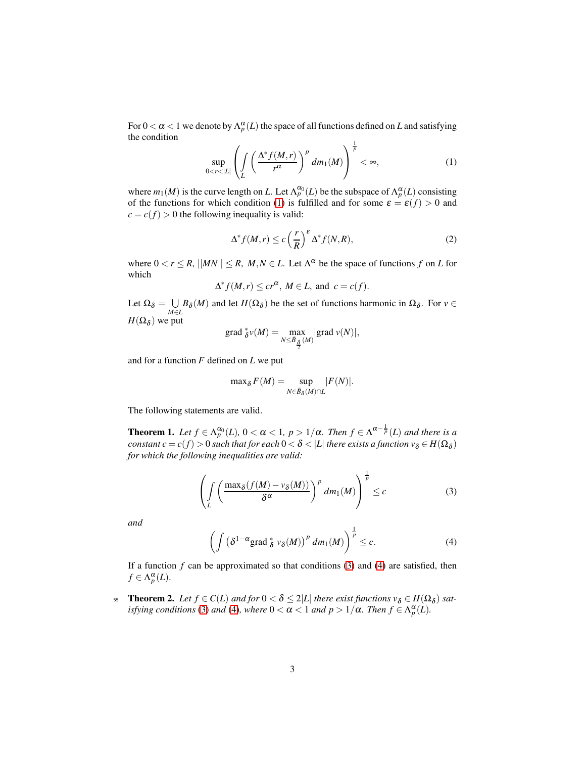For $0 < \alpha < 1$ we denote by $\Lambda_p^\alpha(L)$ the space of all functions defined on $L$ and satisfying the condition

$$\sup_{0<r<|L|} \left( \int_L \left( \frac{\Delta^* f(M,r)}{r^\alpha} \right)^p dm_1(M) \right)^{\frac{1}{p}} < \infty, \tag{1}$$

where $m_1(M)$ is the curve length on $L$. Let $\Lambda_p^{\alpha_0}(L)$ be the subspace of $\Lambda_p^\alpha(L)$ consisting of the functions for which condition (1) is fulfilled and for some $\varepsilon = \varepsilon(f) > 0$ and $c = c(f) > 0$ the following inequality is valid:

$$\Delta^* f(M,r) \le c \left( \frac{r}{R} \right)^\varepsilon \Delta^* f(N,R), \tag{2}$$

where $0 < r \le R$, $||MN|| \le R$, $M, N \in L$. Let $\Lambda^\alpha$ be the space of functions $f$ on $L$ for which

$$\Delta^* f(M,r) \le c r^\alpha, \; M \in L, \text{ and } \; c = c(f).$$

Let $\Omega_\delta = \bigcup\limits_{M \in L} B_\delta(M)$ and let $H(\Omega_\delta)$ be the set of functions harmonic in $\Omega_\delta$. For $v \in H(\Omega_\delta)$ we put

$$\text{grad}\,{}_\delta^* v(M) = \max_{N \le \bar{B}_{\frac{\delta}{2}}(M)} |\text{grad}\; v(N)|,$$

and for a function $F$ defined on $L$ we put

$$\max{}_\delta F(M) = \sup_{N \in \bar{B}_\delta(M) \cap L} |F(N)|.$$

The following statements are valid.

**Theorem 1.** *Let $f \in \Lambda_p^{\alpha_0}(L)$, $0 < \alpha < 1$, $p > 1/\alpha$. Then $f \in \Lambda^{\alpha - \frac{1}{p}}(L)$ and there is a constant $c = c(f) > 0$ such that for each $0 < \delta < |L|$ there exists a function $v_\delta \in H(\Omega_\delta)$ for which the following inequalities are valid:*

$$\left( \int_L \left( \frac{\max_\delta (f(M) - v_\delta(M))}{\delta^\alpha} \right)^p dm_1(M) \right)^{\frac{1}{p}} \le c \tag{3}$$

*and*

$$\left( \int \left( \delta^{1-\alpha} \text{grad}\,{}_\delta^*\, v_\delta(M) \right)^p dm_1(M) \right)^{\frac{1}{p}} \le c. \tag{4}$$

If a function $f$ can be approximated so that conditions (3) and (4) are satisfied, then $f \in \Lambda_p^\alpha(L)$.

**Theorem 2.** *Let $f \in C(L)$ and for $0 < \delta \le 2|L|$ there exist functions $v_\delta \in H(\Omega_\delta)$ satisfying conditions (3) and (4), where $0 < \alpha < 1$ and $p > 1/\alpha$. Then $f \in \Lambda_p^\alpha(L)$.*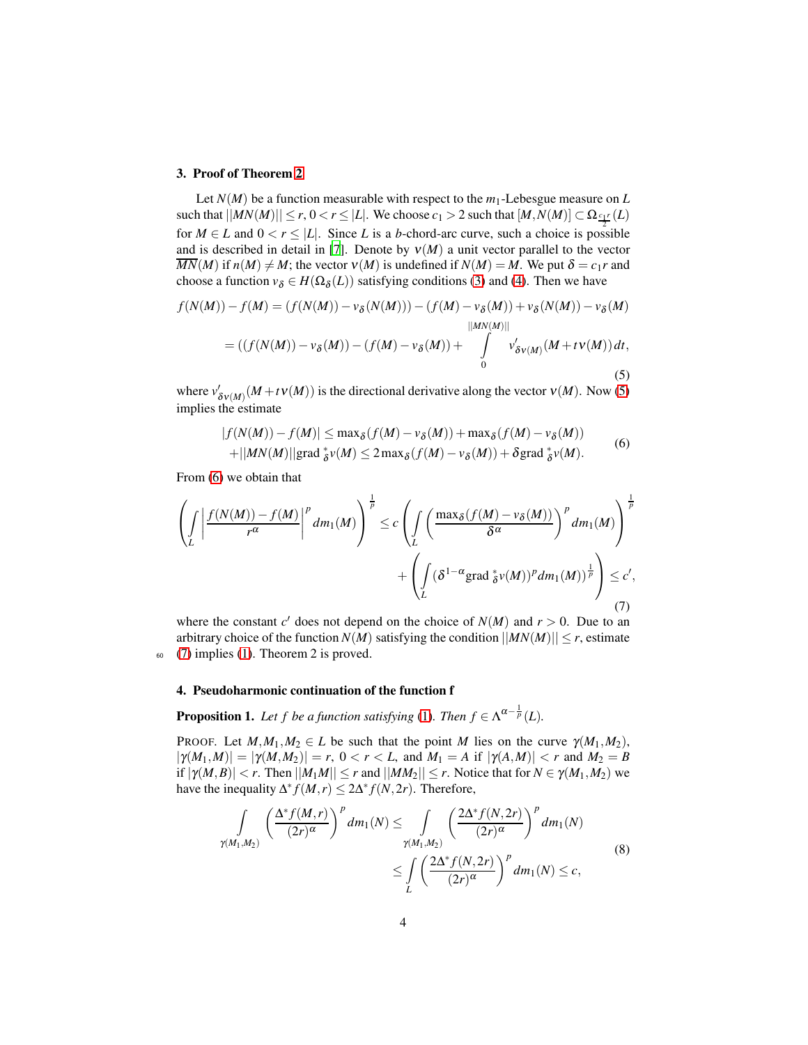## 3. Proof of Theorem 2

Let $N(M)$ be a function measurable with respect to the $m_1$-Lebesgue measure on $L$ such that $||MN(M)|| \le r$, $0 < r \le |L|$. We choose $c_1 > 2$ such that $[M, N(M)] \subset \Omega_{\frac{c_1 r}{2}}(L)$ for $M \in L$ and $0 < r \le |L|$. Since $L$ is a $b$-chord-arc curve, such a choice is possible and is described in detail in [7]. Denote by $\nu(M)$ a unit vector parallel to the vector $\overline{MN}(M)$ if $n(M) \neq M$; the vector $\nu(M)$ is undefined if $N(M) = M$. We put $\delta = c_1 r$ and choose a function $v_\delta \in H(\Omega_\delta(L))$ satisfying conditions (3) and (4). Then we have

$$
\begin{aligned}
f(N(M)) - f(M) &= (f(N(M)) - v_\delta(N(M))) - (f(M) - v_\delta(M)) + v_\delta(N(M)) - v_\delta(M) \\
&= ((f(N(M)) - v_\delta(M)) - (f(M) - v_\delta(M)) + \int\limits_0^{||MN(M)||} v'_{\delta\nu(M)}(M + t\nu(M))\, dt,
\end{aligned}
\tag{5}
$$

where $v'_{\delta\nu(M)}(M + t\nu(M))$ is the directional derivative along the vector $\nu(M)$. Now (5) implies the estimate

$$
\begin{aligned}
|f(N(M)) - f(M)| &\le \max{}_\delta(f(M) - v_\delta(M)) + \max{}_\delta(f(M) - v_\delta(M)) \\
&+ ||MN(M)|| \operatorname{grad}{}^*_\delta v(M) \le 2\max{}_\delta(f(M) - v_\delta(M)) + \delta \operatorname{grad}{}^*_\delta v(M).
\end{aligned}
\tag{6}
$$

From (6) we obtain that

$$
\begin{aligned}
\left( \int\limits_L \left| \frac{f(N(M)) - f(M)}{r^\alpha} \right|^p dm_1(M) \right)^{\frac{1}{p}} &\le c \left( \int\limits_L \left( \frac{\max_\delta(f(M) - v_\delta(M))}{\delta^\alpha} \right)^p dm_1(M) \right)^{\frac{1}{p}} \\
&+ \left( \int\limits_L (\delta^{1-\alpha} \operatorname{grad}{}^*_\delta v(M))^p dm_1(M))^{\frac{1}{p}} \right) \le c',
\end{aligned}
\tag{7}
$$

where the constant $c'$ does not depend on the choice of $N(M)$ and $r > 0$. Due to an arbitrary choice of the function $N(M)$ satisfying the condition $||MN(M)|| \le r$, estimate (7) implies (1). Theorem 2 is proved.

## 4. Pseudoharmonic continuation of the function f

**Proposition 1.** *Let $f$ be a function satisfying* (1). *Then $f \in \Lambda^{\alpha - \frac{1}{p}}(L)$.*

PROOF. Let $M, M_1, M_2 \in L$ be such that the point $M$ lies on the curve $\gamma(M_1, M_2)$, $|\gamma(M_1, M)| = |\gamma(M, M_2)| = r$, $0 < r < L$, and $M_1 = A$ if $|\gamma(A, M)| < r$ and $M_2 = B$ if $|\gamma(M, B)| < r$. Then $||M_1 M|| \le r$ and $||MM_2|| \le r$. Notice that for $N \in \gamma(M_1, M_2)$ we have the inequality $\Delta^* f(M, r) \le 2\Delta^* f(N, 2r)$. Therefore,

$$
\begin{aligned}
\int\limits_{\gamma(M_1, M_2)} \left( \frac{\Delta^* f(M, r)}{(2r)^\alpha} \right)^p dm_1(N) &\le \int\limits_{\gamma(M_1, M_2)} \left( \frac{2\Delta^* f(N, 2r)}{(2r)^\alpha} \right)^p dm_1(N) \\
&\le \int\limits_L \left( \frac{2\Delta^* f(N, 2r)}{(2r)^\alpha} \right)^p dm_1(N) \le c,
\end{aligned}
\tag{8}
$$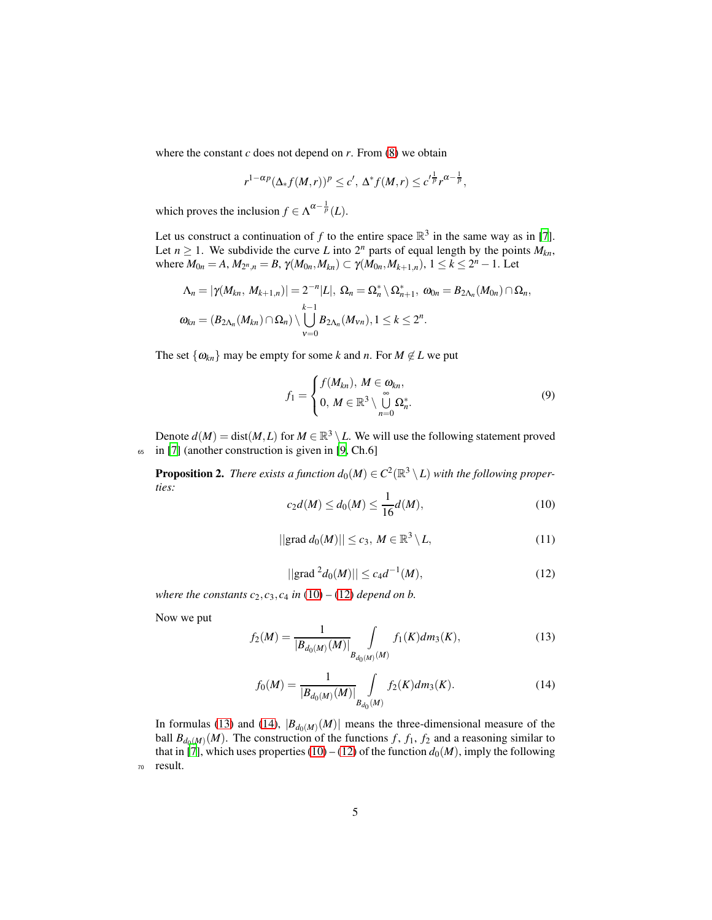where the constant $c$ does not depend on $r$. From (8) we obtain

$$r^{1-\alpha p}(\Delta_* f(M,r))^p \le c',\ \Delta^* f(M,r) \le c'^{\frac{1}{p}} r^{\alpha-\frac{1}{p}},$$

which proves the inclusion $f \in \Lambda^{\alpha-\frac{1}{p}}(L)$.

Let us construct a continuation of $f$ to the entire space $\mathbb{R}^3$ in the same way as in [7]. Let $n \ge 1$. We subdivide the curve $L$ into $2^n$ parts of equal length by the points $M_{kn}$, where $M_{0n} = A$, $M_{2^n,n} = B$, $\gamma(M_{0n}, M_{kn}) \subset \gamma(M_{0n}, M_{k+1,n})$, $1 \le k \le 2^n - 1$. Let

$$\Lambda_n = |\gamma(M_{kn},\, M_{k+1,n})| = 2^{-n}|L|,\ \Omega_n = \Omega_n^* \setminus \Omega_{n+1}^*,\ \omega_{0n} = B_{2\Lambda_n}(M_{0n}) \cap \Omega_n,$$

$$\omega_{kn} = (B_{2\Lambda_n}(M_{kn}) \cap \Omega_n) \setminus \bigcup_{\nu=0}^{k-1} B_{2\Lambda_n}(M_{\nu n}), 1 \le k \le 2^n.$$

The set $\{\omega_{kn}\}$ may be empty for some $k$ and $n$. For $M \notin L$ we put

$$f_1 = \begin{cases} f(M_{kn}),\ M \in \omega_{kn}, \\ 0,\ M \in \mathbb{R}^3 \setminus \bigcup\limits_{n=0}^{\infty} \Omega_n^*. \end{cases} \tag{9}$$

Denote $d(M) = \operatorname{dist}(M, L)$ for $M \in \mathbb{R}^3 \setminus L$. We will use the following statement proved in [7] (another construction is given in [9, Ch.6]

**Proposition 2.** *There exists a function $d_0(M) \in C^2(\mathbb{R}^3 \setminus L)$ with the following properties:*

$$c_2 d(M) \le d_0(M) \le \frac{1}{16} d(M), \tag{10}$$

$$||\text{grad}\ d_0(M)|| \le c_3,\ M \in \mathbb{R}^3 \setminus L, \tag{11}$$

$$||\text{grad}\ ^2 d_0(M)|| \le c_4 d^{-1}(M), \tag{12}$$

*where the constants $c_2, c_3, c_4$ in (10) – (12) depend on $b$.*

Now we put

$$f_2(M) = \frac{1}{|B_{d_0(M)}(M)|} \int\limits_{B_{d_0(M)}(M)} f_1(K) dm_3(K), \tag{13}$$

$$f_0(M) = \frac{1}{|B_{d_0(M)}(M)|} \int\limits_{B_{d_0}(M)} f_2(K) dm_3(K). \tag{14}$$

In formulas (13) and (14), $|B_{d_0(M)}(M)|$ means the three-dimensional measure of the ball $B_{d_0(M)}(M)$. The construction of the functions $f$, $f_1$, $f_2$ and a reasoning similar to that in [7], which uses properties (10) – (12) of the function $d_0(M)$, imply the following result.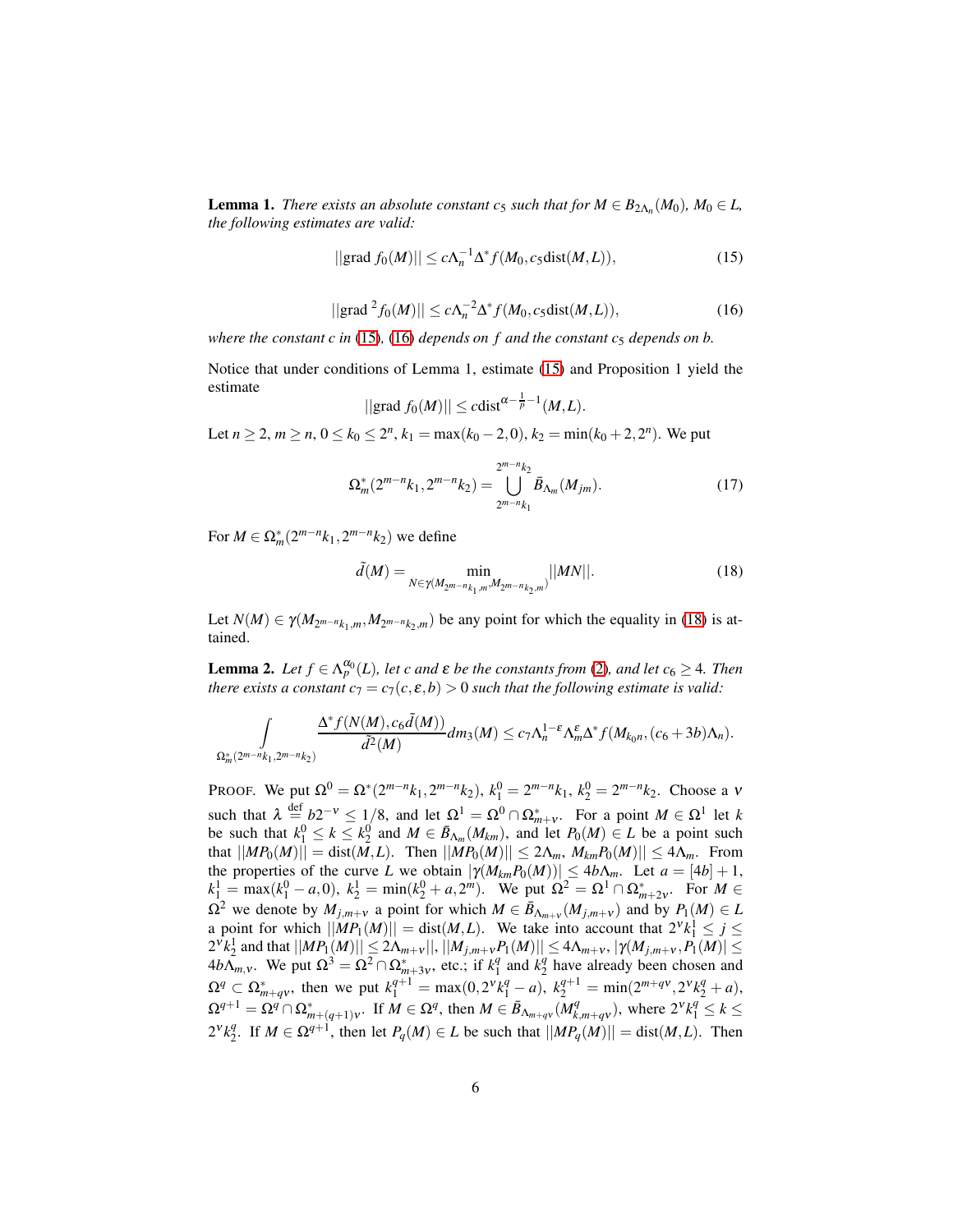**Lemma 1.** *There exists an absolute constant $c_5$ such that for $M \in B_{2\Lambda_n}(M_0)$, $M_0 \in L$, the following estimates are valid:*

$$||\text{grad } f_0(M)|| \le c\Lambda_n^{-1}\Delta^* f(M_0, c_5 \text{dist}(M,L)), \tag{15}$$

$$||\text{grad }^2 f_0(M)|| \le c\Lambda_n^{-2}\Delta^* f(M_0, c_5 \text{dist}(M,L)), \tag{16}$$

*where the constant $c$ in (15), (16) depends on $f$ and the constant $c_5$ depends on $b$.*

Notice that under conditions of Lemma 1, estimate (15) and Proposition 1 yield the estimate

$$||\text{grad } f_0(M)|| \le c \text{dist}^{\alpha - \frac{1}{p} - 1}(M,L).$$

Let $n \ge 2$, $m \ge n$, $0 \le k_0 \le 2^n$, $k_1 = \max(k_0 - 2, 0)$, $k_2 = \min(k_0 + 2, 2^n)$. We put

$$\Omega_m^*(2^{m-n}k_1, 2^{m-n}k_2) = \bigcup_{2^{m-n}k_1}^{2^{m-n}k_2} \bar{B}_{\Lambda_m}(M_{jm}). \tag{17}$$

For $M \in \Omega_m^*(2^{m-n}k_1, 2^{m-n}k_2)$ we define

$$\tilde{d}(M) = \min_{N \in \gamma(M_{2^{m-n}k_1,m}, M_{2^{m-n}k_2,m})} ||MN||. \tag{18}$$

Let $N(M) \in \gamma(M_{2^{m-n}k_1,m}, M_{2^{m-n}k_2,m})$ be any point for which the equality in (18) is attained.

**Lemma 2.** *Let $f \in \Lambda_p^{\alpha_0}(L)$, let $c$ and $\varepsilon$ be the constants from (2), and let $c_6 \ge 4$. Then there exists a constant $c_7 = c_7(c, \varepsilon, b) > 0$ such that the following estimate is valid:*

$$\int_{\Omega_m^*(2^{m-n}k_1, 2^{m-n}k_2)} \frac{\Delta^* f(N(M), c_6\tilde{d}(M))}{\tilde{d}^2(M)} dm_3(M) \le c_7 \Lambda_n^{1-\varepsilon} \Lambda_m^{\varepsilon} \Delta^* f(M_{k_0 n}, (c_6 + 3b)\Lambda_n).$$

PROOF. We put $\Omega^0 = \Omega^*(2^{m-n}k_1, 2^{m-n}k_2)$, $k_1^0 = 2^{m-n}k_1$, $k_2^0 = 2^{m-n}k_2$. Choose a $\nu$ such that $\lambda \overset{\text{def}}{=} b2^{-\nu} \le 1/8$, and let $\Omega^1 = \Omega^0 \cap \Omega_{m+\nu}^*$. For a point $M \in \Omega^1$ let $k$ be such that $k_1^0 \le k \le k_2^0$ and $M \in \bar{B}_{\Lambda_m}(M_{km})$, and let $P_0(M) \in L$ be a point such that $||MP_0(M)|| = \text{dist}(M,L)$. Then $||MP_0(M)|| \le 2\Lambda_m$, $M_{km}P_0(M)|| \le 4\Lambda_m$. From the properties of the curve $L$ we obtain $|\gamma(M_{km}P_0(M))| \le 4b\Lambda_m$. Let $a = [4b] + 1$, $k_1^1 = \max(k_1^0 - a, 0)$, $k_2^1 = \min(k_2^0 + a, 2^m)$. We put $\Omega^2 = \Omega^1 \cap \Omega_{m+2\nu}^*$. For $M \in \Omega^2$ we denote by $M_{j,m+\nu}$ a point for which $M \in \bar{B}_{\Lambda_{m+\nu}}(M_{j,m+\nu})$ and by $P_1(M) \in L$ a point for which $||MP_1(M)|| = \text{dist}(M,L)$. We take into account that $2^\nu k_1^1 \le j \le 2^\nu k_2^1$ and that $||MP_1(M)|| \le 2\Lambda_{m+\nu}||$, $||M_{j,m+\nu}P_1(M)|| \le 4\Lambda_{m+\nu}$, $|\gamma(M_{j,m+\nu}, P_1(M)| \le 4b\Lambda_{m,\nu}$. We put $\Omega^3 = \Omega^2 \cap \Omega_{m+3\nu}^*$, etc.; if $k_1^q$ and $k_2^q$ have already been chosen and $\Omega^q \subset \Omega_{m+q\nu}^*$, then we put $k_1^{q+1} = \max(0, 2^\nu k_1^q - a)$, $k_2^{q+1} = \min(2^{m+q\nu}, 2^\nu k_2^q + a)$, $\Omega^{q+1} = \Omega^q \cap \Omega_{m+(q+1)\nu}^*$. If $M \in \Omega^q$, then $M \in \bar{B}_{\Lambda_{m+q\nu}}(M_{k,m+q\nu}^q)$, where $2^\nu k_1^q \le k \le 2^\nu k_2^q$. If $M \in \Omega^{q+1}$, then let $P_q(M) \in L$ be such that $||MP_q(M)|| = \text{dist}(M,L)$. Then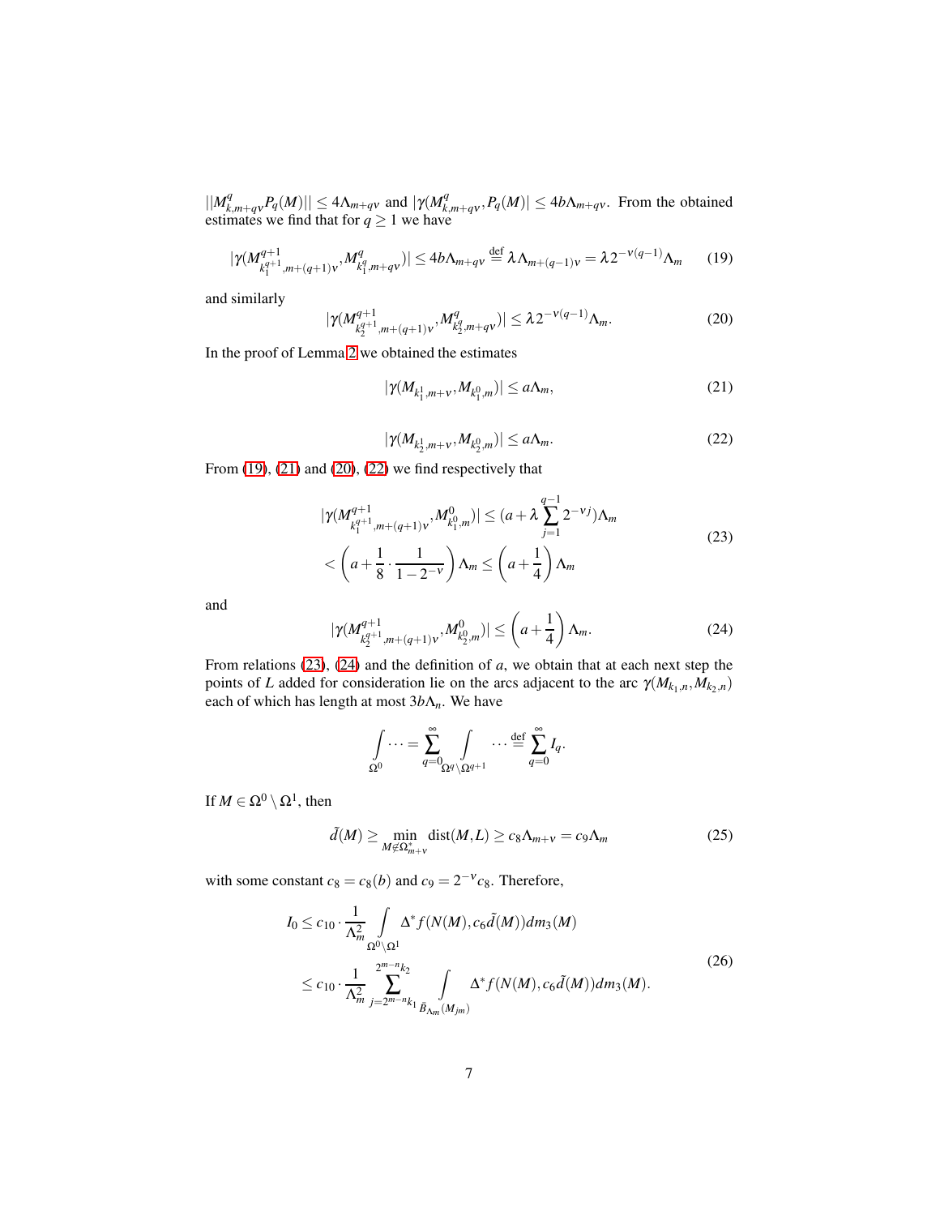$||M^q_{k,m+q\nu}P_q(M)|| \le 4\Lambda_{m+q\nu}$ and $|\gamma(M^q_{k,m+q\nu}, P_q(M)| \le 4b\Lambda_{m+q\nu}$. From the obtained estimates we find that for $q \ge 1$ we have

$$|\gamma(M^{q+1}_{k_1^{q+1},m+(q+1)\nu}, M^q_{k_1^q,m+q\nu})| \le 4b\Lambda_{m+q\nu} \stackrel{\text{def}}{=} \lambda\Lambda_{m+(q-1)\nu} = \lambda 2^{-\nu(q-1)}\Lambda_m \tag{19}$$

and similarly

$$|\gamma(M^{q+1}_{k_2^{q+1},m+(q+1)\nu}, M^q_{k_2^q,m+q\nu})| \le \lambda 2^{-\nu(q-1)}\Lambda_m. \tag{20}$$

In the proof of Lemma 2 we obtained the estimates

$$|\gamma(M_{k_1^1,m+\nu}, M_{k_1^0,m})| \le a\Lambda_m, \tag{21}$$

$$|\gamma(M_{k_2^1,m+\nu}, M_{k_2^0,m})| \le a\Lambda_m. \tag{22}$$

From (19), (21) and (20), (22) we find respectively that

$$\begin{aligned} |\gamma(M^{q+1}_{k_1^{q+1},m+(q+1)\nu}, M^0_{k_1^0,m})| &\le (a + \lambda\sum_{j=1}^{q-1} 2^{-\nu j})\Lambda_m \\ &< \left(a + \frac{1}{8}\cdot\frac{1}{1-2^{-\nu}}\right)\Lambda_m \le \left(a + \frac{1}{4}\right)\Lambda_m \end{aligned} \tag{23}$$

and

$$|\gamma(M^{q+1}_{k_2^{q+1},m+(q+1)\nu}, M^0_{k_2^0,m})| \le \left(a + \frac{1}{4}\right)\Lambda_m. \tag{24}$$

From relations (23), (24) and the definition of $a$, we obtain that at each next step the points of $L$ added for consideration lie on the arcs adjacent to the arc $\gamma(M_{k_1,n}, M_{k_2,n})$ each of which has length at most $3b\Lambda_n$. We have

$$\int\limits_{\Omega^0} \cdots = \sum_{q=0}^{\infty} \int\limits_{\Omega^q\setminus\Omega^{q+1}} \cdots \stackrel{\text{def}}{=} \sum_{q=0}^{\infty} I_q.$$

If $M \in \Omega^0 \setminus \Omega^1$, then

$$\tilde{d}(M) \ge \min_{M \notin \Omega^*_{m+\nu}} \operatorname{dist}(M, L) \ge c_8\Lambda_{m+\nu} = c_9\Lambda_m \tag{25}$$

with some constant $c_8 = c_8(b)$ and $c_9 = 2^{-\nu}c_8$. Therefore,

$$\begin{aligned} I_0 &\le c_{10}\cdot\frac{1}{\Lambda_m^2}\int\limits_{\Omega^0\setminus\Omega^1} \Delta^* f(N(M), c_6\tilde{d}(M))dm_3(M) \\ &\le c_{10}\cdot\frac{1}{\Lambda_m^2}\sum_{j=2^{m-n}k_1}^{2^{m-n}k_2} \int\limits_{\tilde{B}_{\Lambda_m}(M_{jm})} \Delta^* f(N(M), c_6\tilde{d}(M))dm_3(M). \end{aligned} \tag{26}$$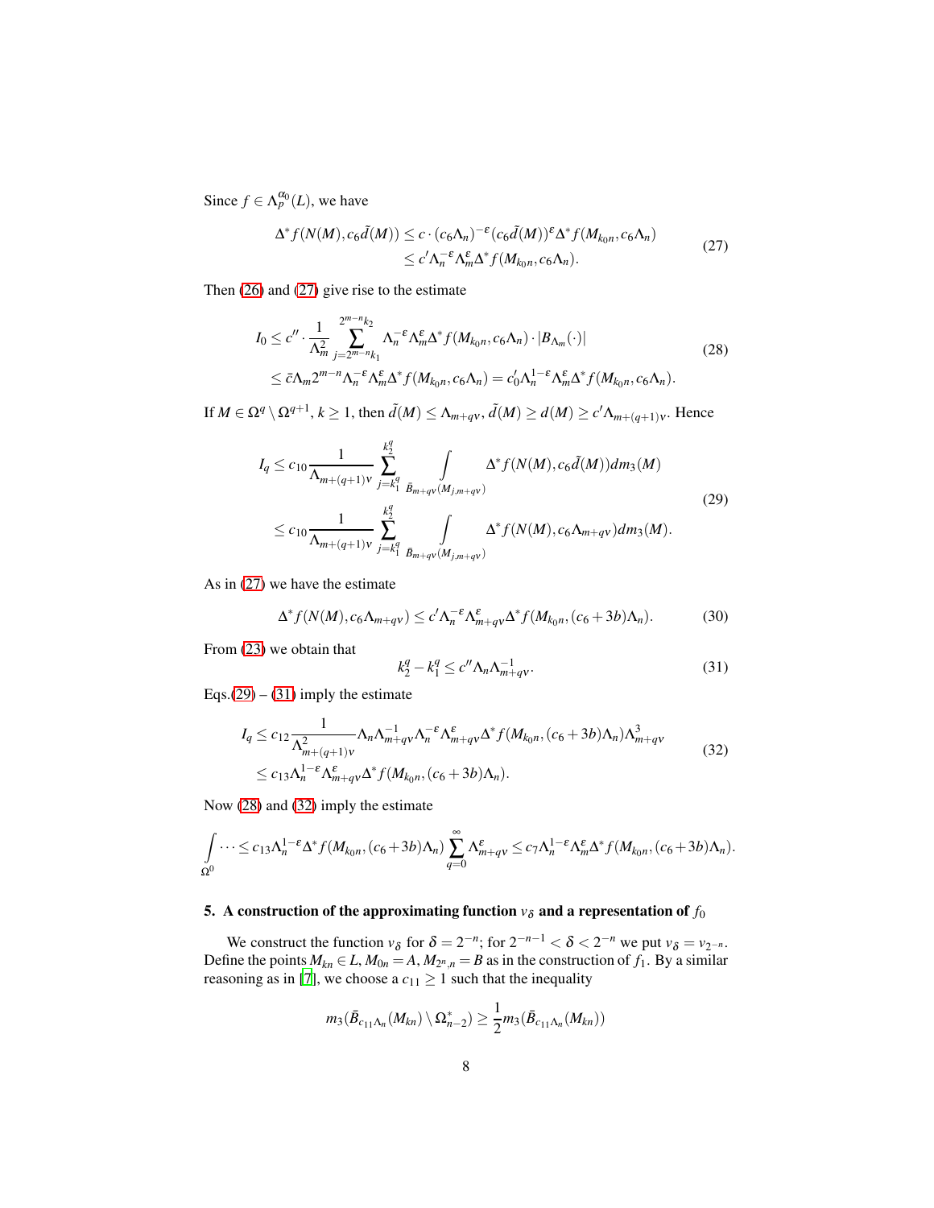Since $f \in \Lambda_p^{\alpha_0}(L)$, we have

$$
\begin{aligned}
\Delta^* f(N(M), c_6\tilde{d}(M)) &\le c \cdot (c_6\Lambda_n)^{-\varepsilon}(c_6\tilde{d}(M))^{\varepsilon}\Delta^* f(M_{k_0 n}, c_6\Lambda_n) \\
&\le c'\Lambda_n^{-\varepsilon}\Lambda_m^{\varepsilon}\Delta^* f(M_{k_0 n}, c_6\Lambda_n).
\end{aligned}
\tag{27}
$$

Then (26) and (27) give rise to the estimate

$$
\begin{aligned}
I_0 &\le c'' \cdot \frac{1}{\Lambda_m^2}\sum_{j=2^{m-n}k_1}^{2^{m-n}k_2} \Lambda_n^{-\varepsilon}\Lambda_m^{\varepsilon}\Delta^* f(M_{k_0 n}, c_6\Lambda_n)\cdot |B_{\Lambda_m}(\cdot)| \\
&\le \bar{c}\Lambda_m 2^{m-n}\Lambda_n^{-\varepsilon}\Lambda_m^{\varepsilon}\Delta^* f(M_{k_0 n}, c_6\Lambda_n) = c_0'\Lambda_n^{1-\varepsilon}\Lambda_m^{\varepsilon}\Delta^* f(M_{k_0 n}, c_6\Lambda_n).
\end{aligned}
\tag{28}
$$

If $M \in \Omega^q \setminus \Omega^{q+1}$, $k \ge 1$, then $\tilde{d}(M) \le \Lambda_{m+q\nu}$, $\tilde{d}(M) \ge d(M) \ge c'\Lambda_{m+(q+1)\nu}$. Hence

$$
\begin{aligned}
I_q &\le c_{10}\frac{1}{\Lambda_{m+(q+1)\nu}}\sum_{j=k_1^q}^{k_2^q}\int\limits_{\bar{B}_{m+q\nu}(M_{j,m+q\nu})} \Delta^* f(N(M), c_6\tilde{d}(M))dm_3(M) \\
&\le c_{10}\frac{1}{\Lambda_{m+(q+1)\nu}}\sum_{j=k_1^q}^{k_2^q}\int\limits_{\bar{B}_{m+q\nu}(M_{j,m+q\nu})} \Delta^* f(N(M), c_6\Lambda_{m+q\nu})dm_3(M).
\end{aligned}
\tag{29}
$$

As in (27) we have the estimate

$$
\Delta^* f(N(M), c_6\Lambda_{m+q\nu}) \le c'\Lambda_n^{-\varepsilon}\Lambda_{m+q\nu}^{\varepsilon}\Delta^* f(M_{k_0 n}, (c_6+3b)\Lambda_n). \tag{30}
$$

From (23) we obtain that

$$
k_2^q - k_1^q \le c''\Lambda_n\Lambda_{m+q\nu}^{-1}. \tag{31}
$$

Eqs.(29) – (31) imply the estimate

$$
\begin{aligned}
I_q &\le c_{12}\frac{1}{\Lambda_{m+(q+1)\nu}^2}\Lambda_n\Lambda_{m+q\nu}^{-1}\Lambda_n^{-\varepsilon}\Lambda_{m+q\nu}^{\varepsilon}\Delta^* f(M_{k_0 n}, (c_6+3b)\Lambda_n)\Lambda_{m+q\nu}^3 \\
&\le c_{13}\Lambda_n^{1-\varepsilon}\Lambda_{m+q\nu}^{\varepsilon}\Delta^* f(M_{k_0 n}, (c_6+3b)\Lambda_n).
\end{aligned}
\tag{32}
$$

Now (28) and (32) imply the estimate

$$
\int\limits_{\Omega^0}\dots \le c_{13}\Lambda_n^{1-\varepsilon}\Delta^* f(M_{k_0 n}, (c_6+3b)\Lambda_n)\sum_{q=0}^{\infty}\Lambda_{m+q\nu}^{\varepsilon} \le c_7\Lambda_n^{1-\varepsilon}\Lambda_m^{\varepsilon}\Delta^* f(M_{k_0 n}, (c_6+3b)\Lambda_n).
$$

## 5. A construction of the approximating function $v_\delta$ and a representation of $f_0$

We construct the function $v_\delta$ for $\delta = 2^{-n}$; for $2^{-n-1} < \delta < 2^{-n}$ we put $v_\delta = v_{2^{-n}}$. Define the points $M_{kn} \in L$, $M_{0n} = A$, $M_{2^n,n} = B$ as in the construction of $f_1$. By a similar reasoning as in [7], we choose a $c_{11} \ge 1$ such that the inequality

$$
m_3(\bar{B}_{c_{11}\Lambda_n}(M_{kn}) \setminus \Omega_{n-2}^*) \ge \frac{1}{2}m_3(\bar{B}_{c_{11}\Lambda_n}(M_{kn}))
$$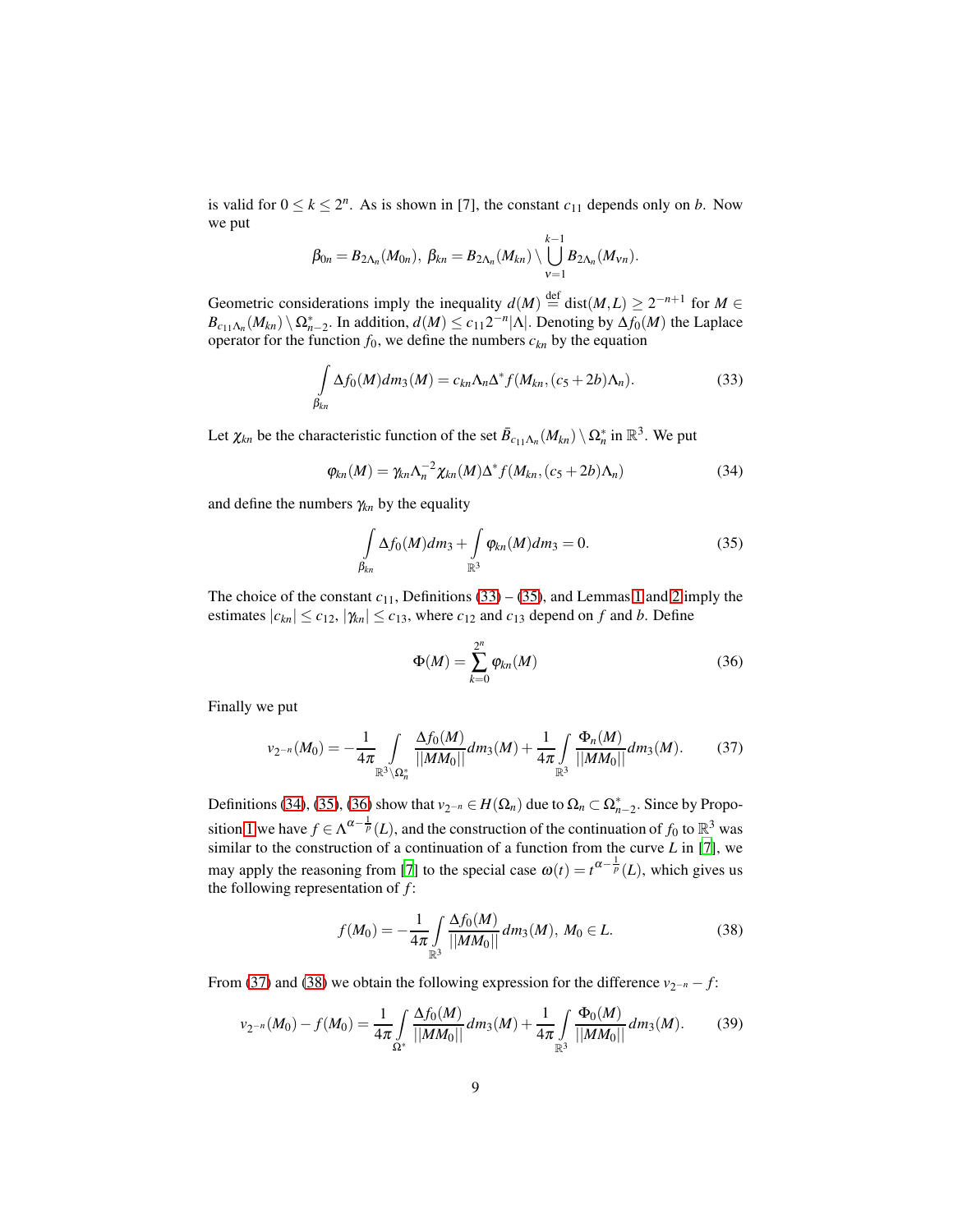is valid for $0 \le k \le 2^n$. As is shown in [7], the constant $c_{11}$ depends only on $b$. Now we put

$$\beta_{0n} = B_{2\Lambda_n}(M_{0n}),\ \beta_{kn} = B_{2\Lambda_n}(M_{kn}) \setminus \bigcup_{\nu=1}^{k-1} B_{2\Lambda_n}(M_{\nu n}).$$

Geometric considerations imply the inequality $d(M) \overset{\text{def}}{=} \operatorname{dist}(M,L) \ge 2^{-n+1}$ for $M \in B_{c_{11}\Lambda_n}(M_{kn}) \setminus \Omega^*_{n-2}$. In addition, $d(M) \le c_{11}2^{-n}|\Lambda|$. Denoting by $\Delta f_0(M)$ the Laplace operator for the function $f_0$, we define the numbers $c_{kn}$ by the equation

$$\int_{\beta_{kn}} \Delta f_0(M) dm_3(M) = c_{kn}\Lambda_n \Delta^* f(M_{kn}, (c_5 + 2b)\Lambda_n). \tag{33}$$

Let $\chi_{kn}$ be the characteristic function of the set $\bar{B}_{c_{11}\Lambda_n}(M_{kn}) \setminus \Omega^*_n$ in $\mathbb{R}^3$. We put

$$\varphi_{kn}(M) = \gamma_{kn}\Lambda_n^{-2}\chi_{kn}(M)\Delta^* f(M_{kn}, (c_5 + 2b)\Lambda_n) \tag{34}$$

and define the numbers $\gamma_{kn}$ by the equality

$$\int_{\beta_{kn}} \Delta f_0(M) dm_3 + \int_{\mathbb{R}^3} \varphi_{kn}(M) dm_3 = 0. \tag{35}$$

The choice of the constant $c_{11}$, Definitions (33) – (35), and Lemmas 1 and 2 imply the estimates $|c_{kn}| \le c_{12}$, $|\gamma_{kn}| \le c_{13}$, where $c_{12}$ and $c_{13}$ depend on $f$ and $b$. Define

$$\Phi(M) = \sum_{k=0}^{2^n} \varphi_{kn}(M) \tag{36}$$

Finally we put

$$v_{2^{-n}}(M_0) = -\frac{1}{4\pi} \int_{\mathbb{R}^3 \setminus \Omega^*_n} \frac{\Delta f_0(M)}{||MM_0||} dm_3(M) + \frac{1}{4\pi} \int_{\mathbb{R}^3} \frac{\Phi_n(M)}{||MM_0||} dm_3(M). \tag{37}$$

Definitions (34), (35), (36) show that $v_{2^{-n}} \in H(\Omega_n)$ due to $\Omega_n \subset \Omega^*_{n-2}$. Since by Proposition 1 we have $f \in \Lambda^{\alpha - \frac{1}{p}}(L)$, and the construction of the continuation of $f_0$ to $\mathbb{R}^3$ was similar to the construction of a continuation of a function from the curve $L$ in [7], we may apply the reasoning from [7] to the special case $\omega(t) = t^{\alpha - \frac{1}{p}}(L)$, which gives us the following representation of $f$:

$$f(M_0) = -\frac{1}{4\pi} \int_{\mathbb{R}^3} \frac{\Delta f_0(M)}{||MM_0||} dm_3(M),\ M_0 \in L. \tag{38}$$

From (37) and (38) we obtain the following expression for the difference $v_{2^{-n}} - f$:

$$v_{2^{-n}}(M_0) - f(M_0) = \frac{1}{4\pi} \int_{\Omega^*} \frac{\Delta f_0(M)}{||MM_0||} dm_3(M) + \frac{1}{4\pi} \int_{\mathbb{R}^3} \frac{\Phi_0(M)}{||MM_0||} dm_3(M). \tag{39}$$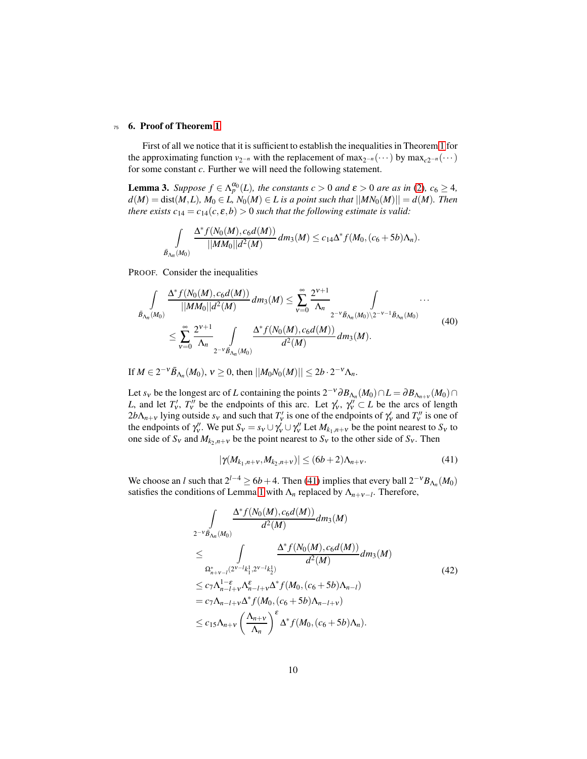## 6. Proof of Theorem 1

First of all we notice that it is sufficient to establish the inequalities in Theorem 1 for the approximating function $v_{2^{-n}}$ with the replacement of $\max_{2^{-n}}(\cdots)$ by $\max_{c2^{-n}}(\cdots)$ for some constant $c$. Further we will need the following statement.

**Lemma 3.** *Suppose $f \in \Lambda_p^{\alpha_0}(L)$, the constants $c > 0$ and $\varepsilon > 0$ are as in (2), $c_6 \geq 4$, $d(M) = \operatorname{dist}(M, L)$, $M_0 \in L$, $N_0(M) \in L$ is a point such that $||MN_0(M)|| = d(M)$. Then there exists $c_{14} = c_{14}(c, \varepsilon, b) > 0$ such that the following estimate is valid:*

$$\int\limits_{\bar{B}_{\Lambda_n}(M_0)} \frac{\Delta^* f(N_0(M), c_6 d(M))}{||MM_0|| d^2(M)}\, dm_3(M) \leq c_{14} \Delta^* f(M_0, (c_6 + 5b)\Lambda_n).$$

PROOF. Consider the inequalities

$$\begin{aligned}
\int\limits_{\bar{B}_{\Lambda_n}(M_0)} \frac{\Delta^* f(N_0(M), c_6 d(M))}{||MM_0|| d^2(M)}\, dm_3(M) &\leq \sum_{\nu=0}^{\infty} \frac{2^{\nu+1}}{\Lambda_n} \int\limits_{2^{-\nu}\bar{B}_{\Lambda_n}(M_0) \setminus 2^{-\nu-1}\bar{B}_{\Lambda_n}(M_0)} \cdots \\
&\leq \sum_{\nu=0}^{\infty} \frac{2^{\nu+1}}{\Lambda_n} \int\limits_{2^{-\nu}\bar{B}_{\Lambda_n}(M_0)} \frac{\Delta^* f(N_0(M), c_6 d(M))}{d^2(M)}\, dm_3(M).
\end{aligned} \tag{40}$$

If $M \in 2^{-\nu}\bar{B}_{\Lambda_n}(M_0)$, $\nu \geq 0$, then $||M_0 N_0(M)|| \leq 2b \cdot 2^{-\nu}\Lambda_n$.

Let $s_\nu$ be the longest arc of $L$ containing the points $2^{-\nu}\partial B_{\Lambda_n}(M_0) \cap L = \partial B_{\Lambda_{n+\nu}}(M_0) \cap L$, and let $T'_\nu$, $T''_\nu$ be the endpoints of this arc. Let $\gamma'_\nu$, $\gamma''_\nu \subset L$ be the arcs of length $2b\Lambda_{n+\nu}$ lying outside $s_\nu$ and such that $T'_\nu$ is one of the endpoints of $\gamma'_\nu$ and $T''_\nu$ is one of the endpoints of $\gamma''_\nu$. We put $S_\nu = s_\nu \cup \gamma'_\nu \cup \gamma''_\nu$ Let $M_{k_1, n+\nu}$ be the point nearest to $S_\nu$ to one side of $S_\nu$ and $M_{k_2, n+\nu}$ be the point nearest to $S_\nu$ to the other side of $S_\nu$. Then

$$|\gamma(M_{k_1, n+\nu}, M_{k_2, n+\nu})| \leq (6b + 2)\Lambda_{n+\nu}. \tag{41}$$

We choose an $l$ such that $2^{l-4} \geq 6b + 4$. Then (41) implies that every ball $2^{-\nu}B_{\Lambda_n}(M_0)$ satisfies the conditions of Lemma 1 with $\Lambda_n$ replaced by $\Lambda_{n+\nu-l}$. Therefore,

$$\begin{aligned}
&\int\limits_{2^{-\nu}\bar{B}_{\Lambda_n}(M_0)} \frac{\Delta^* f(N_0(M), c_6 d(M))}{d^2(M)} dm_3(M) \\
&\leq \int\limits_{\Omega^*_{n+\nu-l}(2^{\nu-l}k_1^1, 2^{\nu-l}k_2^1)} \frac{\Delta^* f(N_0(M), c_6 d(M))}{d^2(M)} dm_3(M) \\
&\leq c_7 \Lambda_{n-l+\nu}^{1-\varepsilon} \Lambda_{n-l+\nu}^{\varepsilon} \Delta^* f(M_0, (c_6 + 5b)\Lambda_{n-l}) \\
&= c_7 \Lambda_{n-l+\nu} \Delta^* f(M_0, (c_6 + 5b)\Lambda_{n-l+\nu}) \\
&\leq c_{15} \Lambda_{n+\nu} \left( \frac{\Lambda_{n+\nu}}{\Lambda_n} \right)^{\varepsilon} \Delta^* f(M_0, (c_6 + 5b)\Lambda_n).
\end{aligned} \tag{42}$$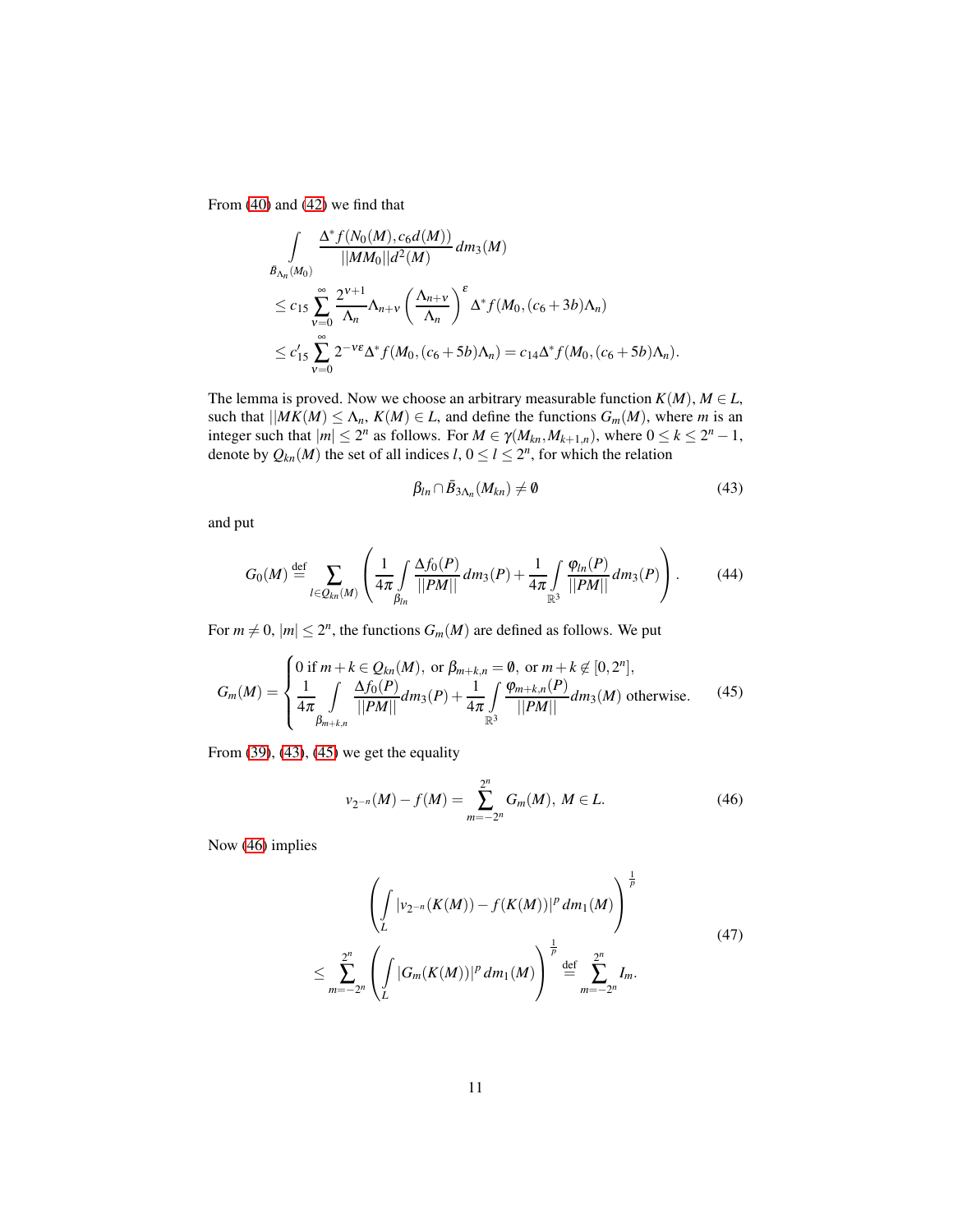From (40) and (42) we find that

$$
\begin{aligned}
&\int\limits_{B_{\Lambda_n}(M_0)} \frac{\Delta^* f(N_0(M), c_6 d(M))}{||MM_0|| d^2(M)}\, dm_3(M) \\
&\leq c_{15} \sum_{\nu=0}^{\infty} \frac{2^{\nu+1}}{\Lambda_n} \Lambda_{n+\nu} \left(\frac{\Lambda_{n+\nu}}{\Lambda_n}\right)^{\varepsilon} \Delta^* f(M_0, (c_6+3b)\Lambda_n) \\
&\leq c_{15}' \sum_{\nu=0}^{\infty} 2^{-\nu\varepsilon} \Delta^* f(M_0, (c_6+5b)\Lambda_n) = c_{14} \Delta^* f(M_0, (c_6+5b)\Lambda_n).
\end{aligned}
$$

The lemma is proved. Now we choose an arbitrary measurable function $K(M)$, $M \in L$, such that $||MK(M) \leq \Lambda_n$, $K(M) \in L$, and define the functions $G_m(M)$, where $m$ is an integer such that $|m| \leq 2^n$ as follows. For $M \in \gamma(M_{kn}, M_{k+1,n})$, where $0 \leq k \leq 2^n - 1$, denote by $Q_{kn}(M)$ the set of all indices $l$, $0 \leq l \leq 2^n$, for which the relation

$$
\beta_{ln} \cap \bar{B}_{3\Lambda_n}(M_{kn}) \neq \emptyset \tag{43}
$$

and put

$$
G_0(M) \stackrel{\text{def}}{=} \sum_{l \in Q_{kn}(M)} \left( \frac{1}{4\pi} \int\limits_{\beta_{ln}} \frac{\Delta f_0(P)}{||PM||}\, dm_3(P) + \frac{1}{4\pi} \int\limits_{\mathbb{R}^3} \frac{\varphi_{ln}(P)}{||PM||}\, dm_3(P) \right). \tag{44}
$$

For $m \neq 0$, $|m| \leq 2^n$, the functions $G_m(M)$ are defined as follows. We put

$$
G_m(M) = \begin{cases} 0 \text{ if } m+k \in Q_{kn}(M), \text{ or } \beta_{m+k,n} = \emptyset, \text{ or } m+k \notin [0, 2^n], \\ \dfrac{1}{4\pi} \displaystyle\int\limits_{\beta_{m+k,n}} \frac{\Delta f_0(P)}{||PM||} dm_3(P) + \frac{1}{4\pi} \int\limits_{\mathbb{R}^3} \frac{\varphi_{m+k,n}(P)}{||PM||} dm_3(M) \text{ otherwise.} \end{cases} \tag{45}
$$

From (39), (43), (45) we get the equality

$$
v_{2^{-n}}(M) - f(M) = \sum_{m=-2^n}^{2^n} G_m(M),\ M \in L. \tag{46}
$$

Now (46) implies

$$
\begin{aligned}
&\left( \int\limits_L |v_{2^{-n}}(K(M)) - f(K(M))|^p \, dm_1(M) \right)^{\frac{1}{p}} \\
&\leq \sum_{m=-2^n}^{2^n} \left( \int\limits_L |G_m(K(M))|^p \, dm_1(M) \right)^{\frac{1}{p}} \stackrel{\text{def}}{=} \sum_{m=-2^n}^{2^n} I_m.
\end{aligned} \tag{47}
$$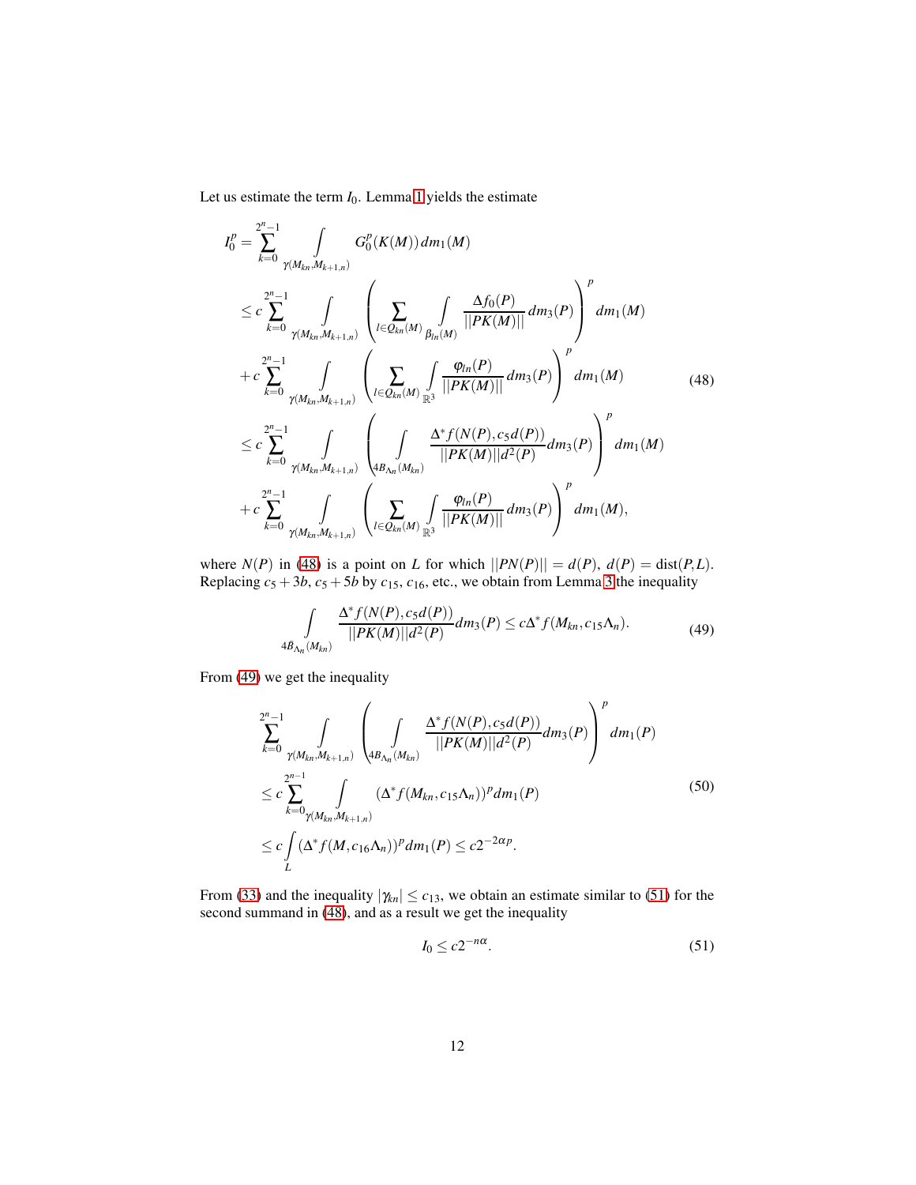Let us estimate the term $I_0$. Lemma 1 yields the estimate

$$
\begin{aligned}
I_0^p &= \sum_{k=0}^{2^n-1} \int\limits_{\gamma(M_{kn},M_{k+1,n})} G_0^p(K(M))\,dm_1(M) \\
&\leq c \sum_{k=0}^{2^n-1} \int\limits_{\gamma(M_{kn},M_{k+1,n})} \left( \sum_{l\in Q_{kn}(M)} \int\limits_{\beta_{ln}(M)} \frac{\Delta f_0(P)}{||PK(M)||}\,dm_3(P) \right)^p dm_1(M) \\
&+ c \sum_{k=0}^{2^n-1} \int\limits_{\gamma(M_{kn},M_{k+1,n})} \left( \sum_{l\in Q_{kn}(M)} \int\limits_{\mathbb{R}^3} \frac{\varphi_{ln}(P)}{||PK(M)||}\,dm_3(P) \right)^p dm_1(M) \\
&\leq c \sum_{k=0}^{2^n-1} \int\limits_{\gamma(M_{kn},M_{k+1,n})} \left( \int\limits_{4B_{\Lambda_n}(M_{kn})} \frac{\Delta^* f(N(P), c_5 d(P))}{||PK(M)|| d^2(P)}\,dm_3(P) \right)^p dm_1(M) \\
&+ c \sum_{k=0}^{2^n-1} \int\limits_{\gamma(M_{kn},M_{k+1,n})} \left( \sum_{l\in Q_{kn}(M)} \int\limits_{\mathbb{R}^3} \frac{\varphi_{ln}(P)}{||PK(M)||}\,dm_3(P) \right)^p dm_1(M),
\end{aligned} \tag{48}
$$

where $N(P)$ in (48) is a point on $L$ for which $||PN(P)|| = d(P)$, $d(P) = \operatorname{dist}(P, L)$. Replacing $c_5+3b$, $c_5+5b$ by $c_{15}$, $c_{16}$, etc., we obtain from Lemma 3 the inequality

$$
\int\limits_{4\bar{B}_{\Lambda_n}(M_{kn})} \frac{\Delta^* f(N(P), c_5 d(P))}{||PK(M)|| d^2(P)}\,dm_3(P) \leq c\Delta^* f(M_{kn}, c_{15}\Lambda_n). \tag{49}
$$

From (49) we get the inequality

$$
\begin{aligned}
&\sum_{k=0}^{2^n-1} \int\limits_{\gamma(M_{kn},M_{k+1,n})} \left( \int\limits_{4B_{\Lambda_n}(M_{kn})} \frac{\Delta^* f(N(P), c_5 d(P))}{||PK(M)|| d^2(P)}\,dm_3(P) \right)^p dm_1(P) \\
&\leq c \sum_{k=0}^{2^{n-1}} \int\limits_{\gamma(M_{kn},M_{k+1,n})} (\Delta^* f(M_{kn}, c_{15}\Lambda_n))^p\,dm_1(P) \\
&\leq c \int\limits_L (\Delta^* f(M, c_{16}\Lambda_n))^p\,dm_1(P) \leq c 2^{-2\alpha p}.
\end{aligned} \tag{50}
$$

From (33) and the inequality $|\gamma_{kn}| \leq c_{13}$, we obtain an estimate similar to (51) for the second summand in (48), and as a result we get the inequality

$$
I_0 \leq c 2^{-n\alpha}. \tag{51}
$$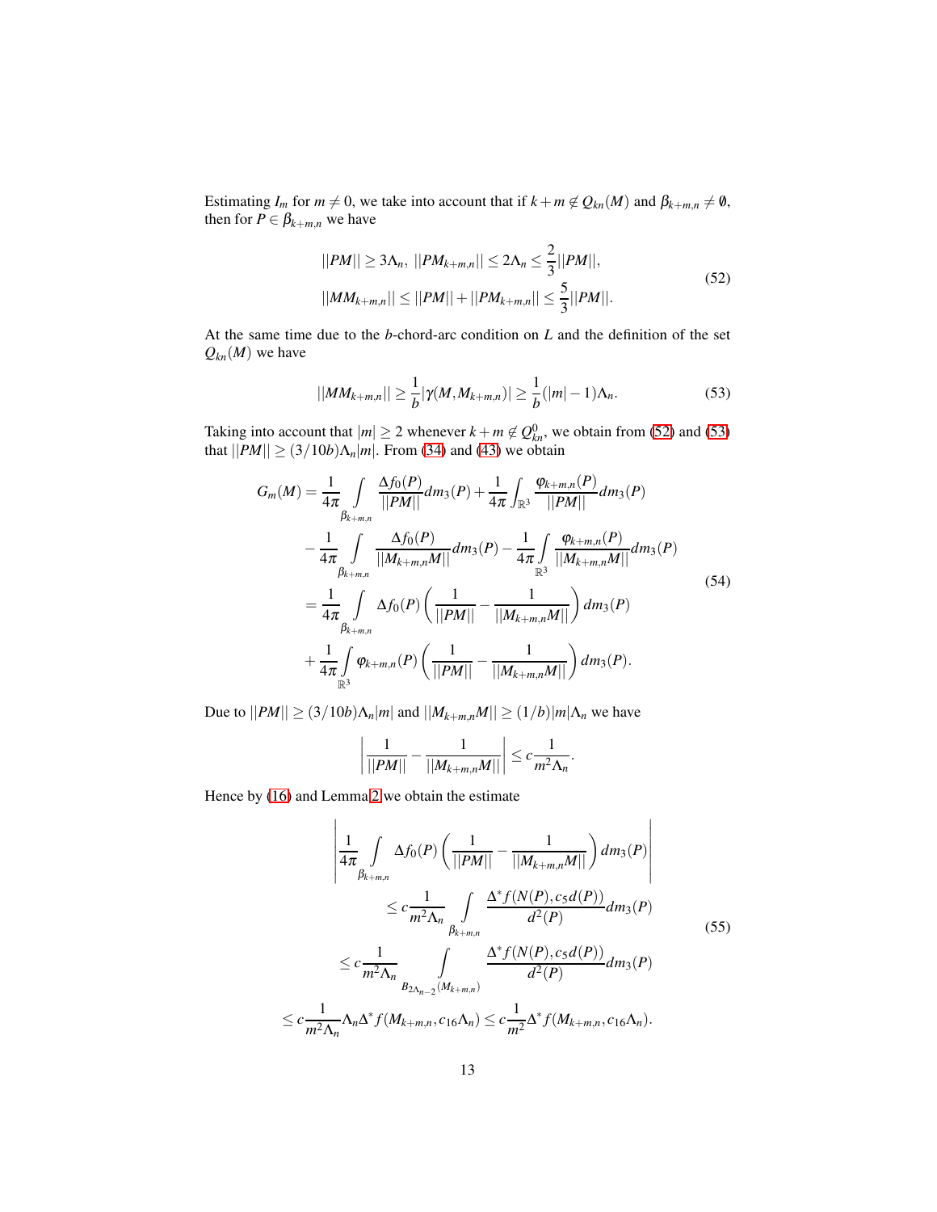Estimating $I_m$ for $m \neq 0$, we take into account that if $k+m \notin Q_{kn}(M)$ and $\beta_{k+m,n} \neq \emptyset$, then for $P \in \beta_{k+m,n}$ we have

$$
\begin{aligned}
&||PM|| \geq 3\Lambda_n, \ ||PM_{k+m,n}|| \leq 2\Lambda_n \leq \frac{2}{3}||PM||, \\
&||MM_{k+m,n}|| \leq ||PM|| + ||PM_{k+m,n}|| \leq \frac{5}{3}||PM||.
\end{aligned}
\tag{52}
$$

At the same time due to the $b$-chord-arc condition on $L$ and the definition of the set $Q_{kn}(M)$ we have

$$
||MM_{k+m,n}|| \geq \frac{1}{b}|\gamma(M, M_{k+m,n})| \geq \frac{1}{b}(|m|-1)\Lambda_n. \tag{53}
$$

Taking into account that $|m| \geq 2$ whenever $k+m \notin Q^0_{kn}$, we obtain from (52) and (53) that $||PM|| \geq (3/10b)\Lambda_n|m|$. From (34) and (43) we obtain

$$
\begin{aligned}
G_m(M) &= \frac{1}{4\pi}\int\limits_{\beta_{k+m,n}} \frac{\Delta f_0(P)}{||PM||}dm_3(P) + \frac{1}{4\pi}\int_{\mathbb{R}^3} \frac{\varphi_{k+m,n}(P)}{||PM||}dm_3(P) \\
&- \frac{1}{4\pi}\int\limits_{\beta_{k+m,n}} \frac{\Delta f_0(P)}{||M_{k+m,n}M||}dm_3(P) - \frac{1}{4\pi}\int\limits_{\mathbb{R}^3} \frac{\varphi_{k+m,n}(P)}{||M_{k+m,n}M||}dm_3(P) \\
&= \frac{1}{4\pi}\int\limits_{\beta_{k+m,n}} \Delta f_0(P)\left(\frac{1}{||PM||} - \frac{1}{||M_{k+m,n}M||}\right)dm_3(P) \\
&+ \frac{1}{4\pi}\int\limits_{\mathbb{R}^3} \varphi_{k+m,n}(P)\left(\frac{1}{||PM||} - \frac{1}{||M_{k+m,n}M||}\right)dm_3(P).
\end{aligned}
\tag{54}
$$

Due to $||PM|| \geq (3/10b)\Lambda_n|m|$ and $||M_{k+m,n}M|| \geq (1/b)|m|\Lambda_n$ we have

$$
\left|\frac{1}{||PM||} - \frac{1}{||M_{k+m,n}M||}\right| \leq c\frac{1}{m^2\Lambda_n}.
$$

Hence by (16) and Lemma 2 we obtain the estimate

$$
\begin{aligned}
&\left|\frac{1}{4\pi}\int\limits_{\beta_{k+m,n}} \Delta f_0(P)\left(\frac{1}{||PM||} - \frac{1}{||M_{k+m,n}M||}\right)dm_3(P)\right| \\
&\qquad \leq c\frac{1}{m^2\Lambda_n}\int\limits_{\beta_{k+m,n}} \frac{\Delta^* f(N(P), c_5 d(P))}{d^2(P)}dm_3(P) \\
&\qquad \leq c\frac{1}{m^2\Lambda_n}\int\limits_{B_{2\Lambda_{n-2}}(M_{k+m,n})} \frac{\Delta^* f(N(P), c_5 d(P))}{d^2(P)}dm_3(P) \\
&\leq c\frac{1}{m^2\Lambda_n}\Lambda_n \Delta^* f(M_{k+m,n}, c_{16}\Lambda_n) \leq c\frac{1}{m^2}\Delta^* f(M_{k+m,n}, c_{16}\Lambda_n).
\end{aligned}
\tag{55}
$$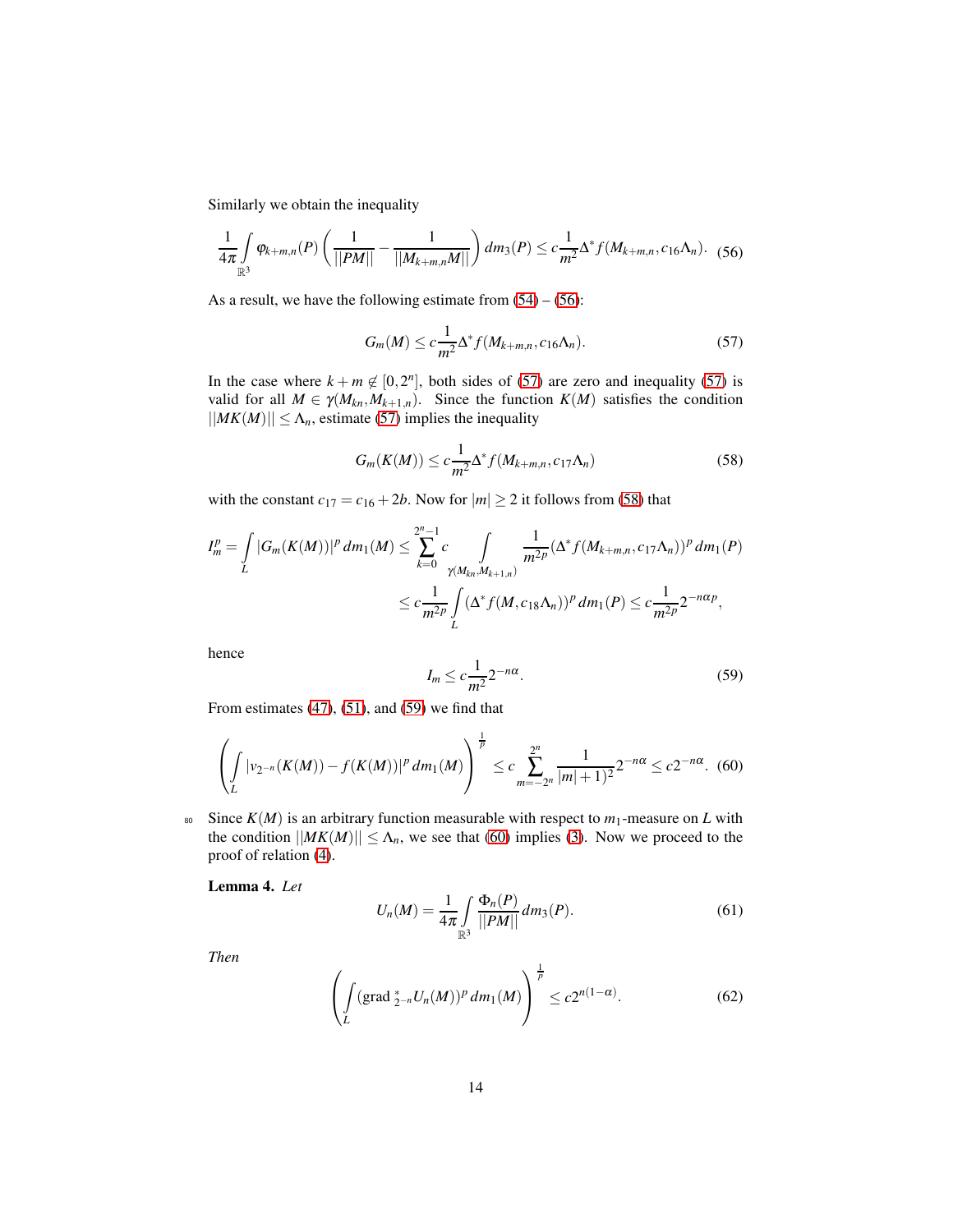Similarly we obtain the inequality

$$\frac{1}{4\pi}\int\limits_{\mathbb{R}^3} \varphi_{k+m,n}(P)\left(\frac{1}{||PM||}-\frac{1}{||M_{k+m,n}M||}\right)dm_3(P) \le c\frac{1}{m^2}\Delta^* f(M_{k+m,n}, c_{16}\Lambda_n). \quad (56)$$

As a result, we have the following estimate from (54) – (56):

$$G_m(M) \le c\frac{1}{m^2}\Delta^* f(M_{k+m,n}, c_{16}\Lambda_n). \quad (57)$$

In the case where $k+m \notin [0,2^n]$, both sides of (57) are zero and inequality (57) is valid for all $M \in \gamma(M_{kn}, M_{k+1,n})$. Since the function $K(M)$ satisfies the condition $||MK(M)|| \le \Lambda_n$, estimate (57) implies the inequality

$$G_m(K(M)) \le c\frac{1}{m^2}\Delta^* f(M_{k+m,n}, c_{17}\Lambda_n) \quad (58)$$

with the constant $c_{17} = c_{16} + 2b$. Now for $|m| \ge 2$ it follows from (58) that

$$I_m^p = \int\limits_L |G_m(K(M))|^p\, dm_1(M) \le \sum_{k=0}^{2^n-1} c \int\limits_{\gamma(M_{kn}, M_{k+1,n})} \frac{1}{m^{2p}} (\Delta^* f(M_{k+m,n}, c_{17}\Lambda_n))^p\, dm_1(P)$$

$$\le c\frac{1}{m^{2p}}\int\limits_L (\Delta^* f(M, c_{18}\Lambda_n))^p\, dm_1(P) \le c\frac{1}{m^{2p}}2^{-n\alpha p},$$

hence

$$I_m \le c\frac{1}{m^2}2^{-n\alpha}. \quad (59)$$

From estimates (47), (51), and (59) we find that

$$\left(\int\limits_L |v_{2^{-n}}(K(M)) - f(K(M))|^p\, dm_1(M)\right)^{\frac{1}{p}} \le c\sum_{m=-2^n}^{2^n} \frac{1}{|m|+1)^2}2^{-n\alpha} \le c2^{-n\alpha}. \quad (60)$$

Since $K(M)$ is an arbitrary function measurable with respect to $m_1$-measure on $L$ with the condition $||MK(M)|| \le \Lambda_n$, we see that (60) implies (3). Now we proceed to the proof of relation (4).

**Lemma 4.** *Let*

$$U_n(M) = \frac{1}{4\pi}\int\limits_{\mathbb{R}^3} \frac{\Phi_n(P)}{||PM||}\, dm_3(P). \quad (61)$$

*Then*

$$\left(\int\limits_L (\mathrm{grad}\,^*_{2^{-n}} U_n(M))^p\, dm_1(M)\right)^{\frac{1}{p}} \le c2^{n(1-\alpha)}. \quad (62)$$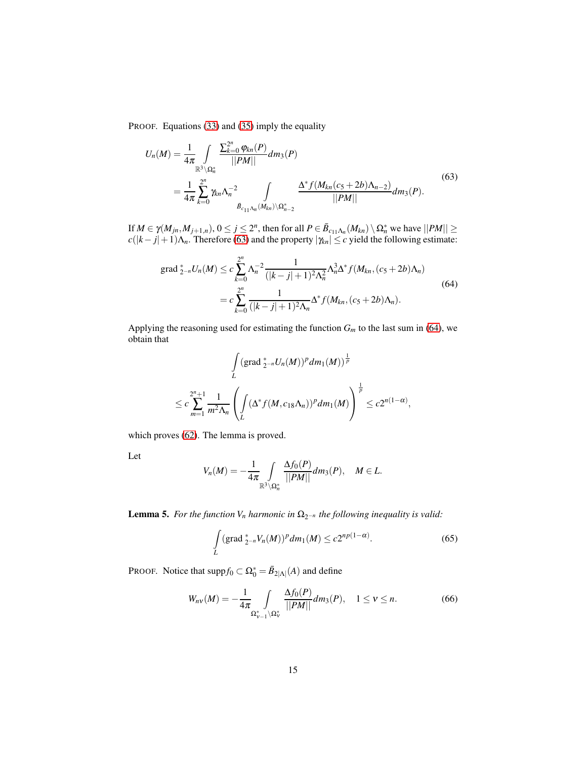PROOF. Equations (33) and (35) imply the equality

$$
\begin{aligned}
U_n(M) &= \frac{1}{4\pi} \int\limits_{\mathbb{R}^3 \setminus \Omega_n^*} \frac{\sum_{k=0}^{2^n} \varphi_{kn}(P)}{||PM||} dm_3(P) \\
&= \frac{1}{4\pi} \sum_{k=0}^{2^n} \gamma_{kn} \Lambda_n^{-2} \int\limits_{\bar{B}_{c_{11}\Lambda_n}(M_{kn}) \setminus \Omega_{n-2}^*} \frac{\Delta^* f(M_{kn}(c_5 + 2b)\Lambda_{n-2})}{||PM||} dm_3(P).
\end{aligned} \tag{63}
$$

If $M \in \gamma(M_{jn}, M_{j+1,n})$, $0 \leq j \leq 2^n$, then for all $P \in \bar{B}_{c_{11}\Lambda_n}(M_{kn}) \setminus \Omega_n^*$ we have $||PM|| \geq c(|k-j|+1)\Lambda_n$. Therefore (63) and the property $|\gamma_{kn}| \leq c$ yield the following estimate:

$$
\begin{aligned}
\text{grad}\,^*_{2^{-n}} U_n(M) &\leq c \sum_{k=0}^{2^n} \Lambda_n^{-2} \frac{1}{(|k-j|+1)^2 \Lambda_n^2} \Lambda_n^3 \Delta^* f(M_{kn}, (c_5 + 2b)\Lambda_n) \\
&= c \sum_{k=0}^{2^n} \frac{1}{(|k-j|+1)^2 \Lambda_n} \Delta^* f(M_{kn}, (c_5 + 2b)\Lambda_n).
\end{aligned} \tag{64}
$$

Applying the reasoning used for estimating the function $G_m$ to the last sum in (64), we obtain that

$$
\int\limits_L (\text{grad}\,^*_{2^{-n}} U_n(M))^p dm_1(M))^{\frac{1}{p}}
$$

$$
\leq c \sum_{m=1}^{2^n+1} \frac{1}{m^2 \Lambda_n} \left( \int\limits_L (\Delta^* f(M, c_{18}\Lambda_n))^p dm_1(M) \right)^{\frac{1}{p}} \leq c 2^{n(1-\alpha)},
$$

which proves (62). The lemma is proved.

Let

$$
V_n(M) = -\frac{1}{4\pi} \int\limits_{\mathbb{R}^3 \setminus \Omega_n^*} \frac{\Delta f_0(P)}{||PM||} dm_3(P), \quad M \in L.
$$

**Lemma 5.** *For the function $V_n$ harmonic in $\Omega_{2^{-n}}$ the following inequality is valid:*

$$
\int\limits_L (\text{grad}\,^*_{2^{-n}} V_n(M))^p dm_1(M) \leq c 2^{np(1-\alpha)}. \tag{65}
$$

PROOF. Notice that $\text{supp} f_0 \subset \Omega_0^* = \bar{B}_{2|\Lambda|}(A)$ and define

$$
W_{n\nu}(M) = -\frac{1}{4\pi} \int\limits_{\Omega_{\nu-1}^* \setminus \Omega_\nu^*} \frac{\Delta f_0(P)}{||PM||} dm_3(P), \quad 1 \leq \nu \leq n. \tag{66}
$$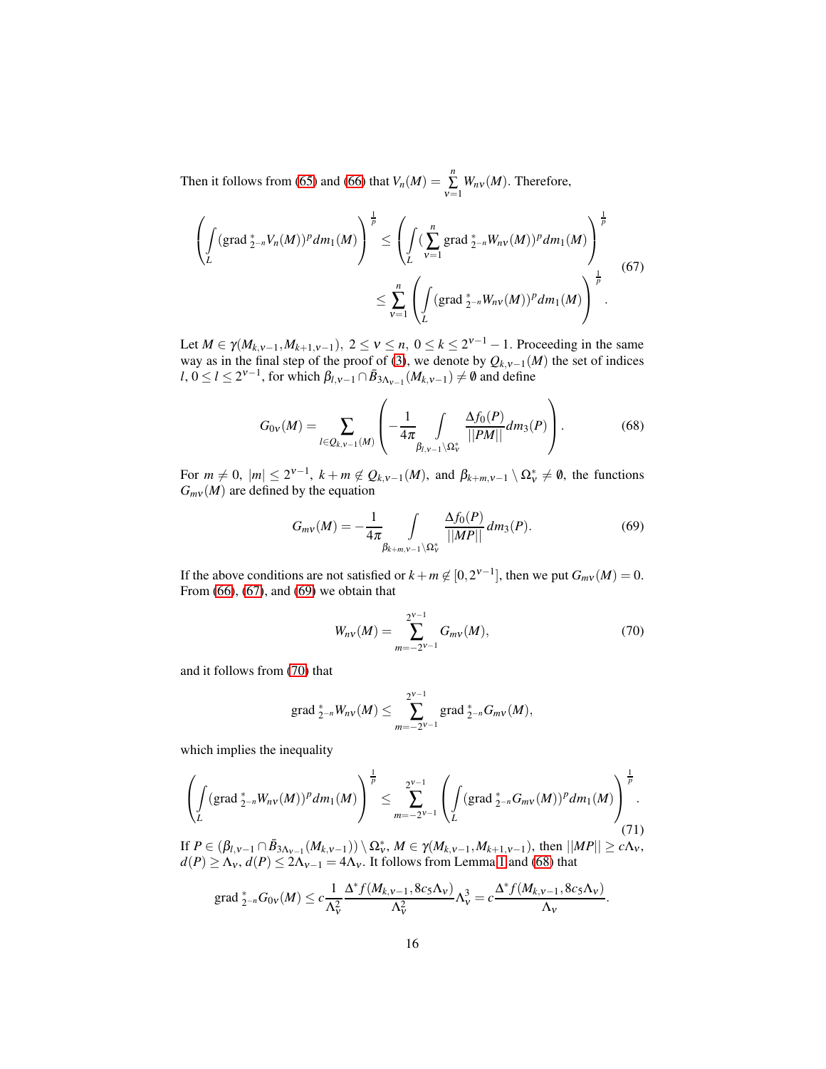Then it follows from (65) and (66) that $V_n(M) = \sum\limits_{\nu=1}^{n} W_{n\nu}(M)$. Therefore,

$$
\left( \int\limits_L (\mathrm{grad}\,^*_{2^{-n}} V_n(M))^p dm_1(M) \right)^{\frac{1}{p}} \leq \left( \int\limits_L (\sum_{\nu=1}^{n} \mathrm{grad}\,^*_{2^{-n}} W_{n\nu}(M))^p dm_1(M) \right)^{\frac{1}{p}}
$$
$$
\leq \sum_{\nu=1}^{n} \left( \int\limits_L (\mathrm{grad}\,^*_{2^{-n}} W_{n\nu}(M))^p dm_1(M) \right)^{\frac{1}{p}}. \tag{67}
$$

Let $M \in \gamma(M_{k,\nu-1}, M_{k+1,\nu-1})$, $2 \leq \nu \leq n$, $0 \leq k \leq 2^{\nu-1}-1$. Proceeding in the same way as in the final step of the proof of (3), we denote by $Q_{k,\nu-1}(M)$ the set of indices $l$, $0 \leq l \leq 2^{\nu-1}$, for which $\beta_{l,\nu-1} \cap \bar{B}_{3\Lambda_{\nu-1}}(M_{k,\nu-1}) \neq \emptyset$ and define

$$
G_{0\nu}(M) = \sum_{l \in Q_{k,\nu-1}(M)} \left( -\frac{1}{4\pi} \int\limits_{\beta_{l,\nu-1} \setminus \Omega^*_\nu} \frac{\Delta f_0(P)}{||PM||} dm_3(P) \right). \tag{68}
$$

For $m \neq 0$, $|m| \leq 2^{\nu-1}$, $k+m \notin Q_{k,\nu-1}(M)$, and $\beta_{k+m,\nu-1} \setminus \Omega^*_\nu \neq \emptyset$, the functions $G_{m\nu}(M)$ are defined by the equation

$$
G_{m\nu}(M) = -\frac{1}{4\pi} \int\limits_{\beta_{k+m,\nu-1} \setminus \Omega^*_\nu} \frac{\Delta f_0(P)}{||MP||} dm_3(P). \tag{69}
$$

If the above conditions are not satisfied or $k+m \notin [0, 2^{\nu-1}]$, then we put $G_{m\nu}(M) = 0$. From (66), (67), and (69) we obtain that

$$
W_{n\nu}(M) = \sum_{m=-2^{\nu-1}}^{2^{\nu-1}} G_{m\nu}(M), \tag{70}
$$

and it follows from (70) that

$$
\mathrm{grad}\,^*_{2^{-n}} W_{n\nu}(M) \leq \sum_{m=-2^{\nu-1}}^{2^{\nu-1}} \mathrm{grad}\,^*_{2^{-n}} G_{m\nu}(M),
$$

which implies the inequality

$$
\left( \int\limits_L (\mathrm{grad}\,^*_{2^{-n}} W_{n\nu}(M))^p dm_1(M) \right)^{\frac{1}{p}} \leq \sum_{m=-2^{\nu-1}}^{2^{\nu-1}} \left( \int\limits_L (\mathrm{grad}\,^*_{2^{-n}} G_{m\nu}(M))^p dm_1(M) \right)^{\frac{1}{p}}. \tag{71}
$$

If $P \in (\beta_{l,\nu-1} \cap \bar{B}_{3\Lambda_{\nu-1}}(M_{k,\nu-1})) \setminus \Omega^*_\nu$, $M \in \gamma(M_{k,\nu-1}, M_{k+1,\nu-1})$, then $||MP|| \geq c\Lambda_\nu$, $d(P) \geq \Lambda_\nu$, $d(P) \leq 2\Lambda_{\nu-1} = 4\Lambda_\nu$. It follows from Lemma 1 and (68) that

$$
\mathrm{grad}\,^*_{2^{-n}} G_{0\nu}(M) \leq c \frac{1}{\Lambda_\nu^2} \frac{\Delta^* f(M_{k,\nu-1}, 8c_5\Lambda_\nu)}{\Lambda_\nu^2} \Lambda_\nu^3 = c \frac{\Delta^* f(M_{k,\nu-1}, 8c_5\Lambda_\nu)}{\Lambda_\nu}.
$$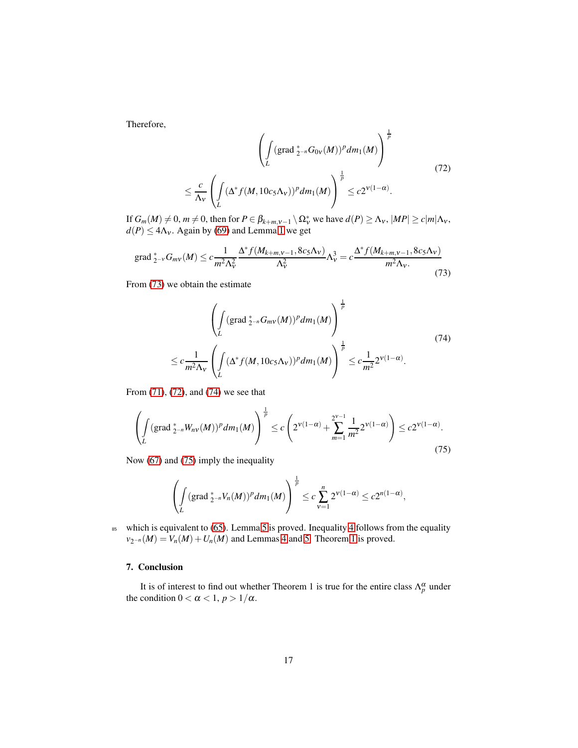Therefore,

$$\left( \int\limits_L (\text{grad}\,{}^*_{2^{-n}} G_{0\nu}(M))^p dm_1(M) \right)^{\frac{1}{p}}$$
$$\leq \frac{c}{\Lambda_\nu} \left( \int\limits_L (\Delta^* f(M, 10c_5\Lambda_\nu))^p dm_1(M) \right)^{\frac{1}{p}} \leq c 2^{\nu(1-\alpha)}. \tag{72}$$

If $G_m(M) \neq 0$, $m \neq 0$, then for $P \in \beta_{k+m,\nu-1} \setminus \Omega^*_\nu$ we have $d(P) \geq \Lambda_\nu$, $|MP| \geq c|m|\Lambda_\nu$, $d(P) \leq 4\Lambda_\nu$. Again by (69) and Lemma 1 we get

$$\text{grad}\,{}^*_{2^{-\nu}} G_{m\nu}(M) \leq c \frac{1}{m^2 \Lambda_\nu^2} \frac{\Delta^* f(M_{k+m,\nu-1}, 8c_5\Lambda_\nu)}{\Lambda_\nu^2} \Lambda_\nu^3 = c \frac{\Delta^* f(M_{k+m,\nu-1}, 8c_5\Lambda_\nu)}{m^2 \Lambda_\nu}. \tag{73}$$

From (73) we obtain the estimate

$$\left( \int\limits_L (\text{grad}\,{}^*_{2^{-n}} G_{m\nu}(M))^p dm_1(M) \right)^{\frac{1}{p}}$$
$$\leq c \frac{1}{m^2 \Lambda_\nu} \left( \int\limits_L (\Delta^* f(M, 10c_5\Lambda_\nu))^p dm_1(M) \right)^{\frac{1}{p}} \leq c \frac{1}{m^2} 2^{\nu(1-\alpha)}. \tag{74}$$

From (71), (72), and (74) we see that

$$\left( \int\limits_L (\text{grad}\,{}^*_{2^{-n}} W_{n\nu}(M))^p dm_1(M) \right)^{\frac{1}{p}} \leq c \left( 2^{\nu(1-\alpha)} + \sum_{m=1}^{2^{\nu-1}} \frac{1}{m^2} 2^{\nu(1-\alpha)} \right) \leq c 2^{\nu(1-\alpha)}. \tag{75}$$

Now (67) and (75) imply the inequality

$$\left( \int\limits_L (\text{grad}\,{}^*_{2^{-n}} V_n(M))^p dm_1(M) \right)^{\frac{1}{p}} \leq c \sum_{\nu=1}^{n} 2^{\nu(1-\alpha)} \leq c 2^{n(1-\alpha)},$$

which is equivalent to (65). Lemma 5 is proved. Inequality 4 follows from the equality $v_{2^{-n}}(M) = V_n(M) + U_n(M)$ and Lemmas 4 and 5. Theorem 1 is proved.

## 7. Conclusion

It is of interest to find out whether Theorem 1 is true for the entire class $\Lambda_p^\alpha$ under the condition $0 < \alpha < 1$, $p > 1/\alpha$.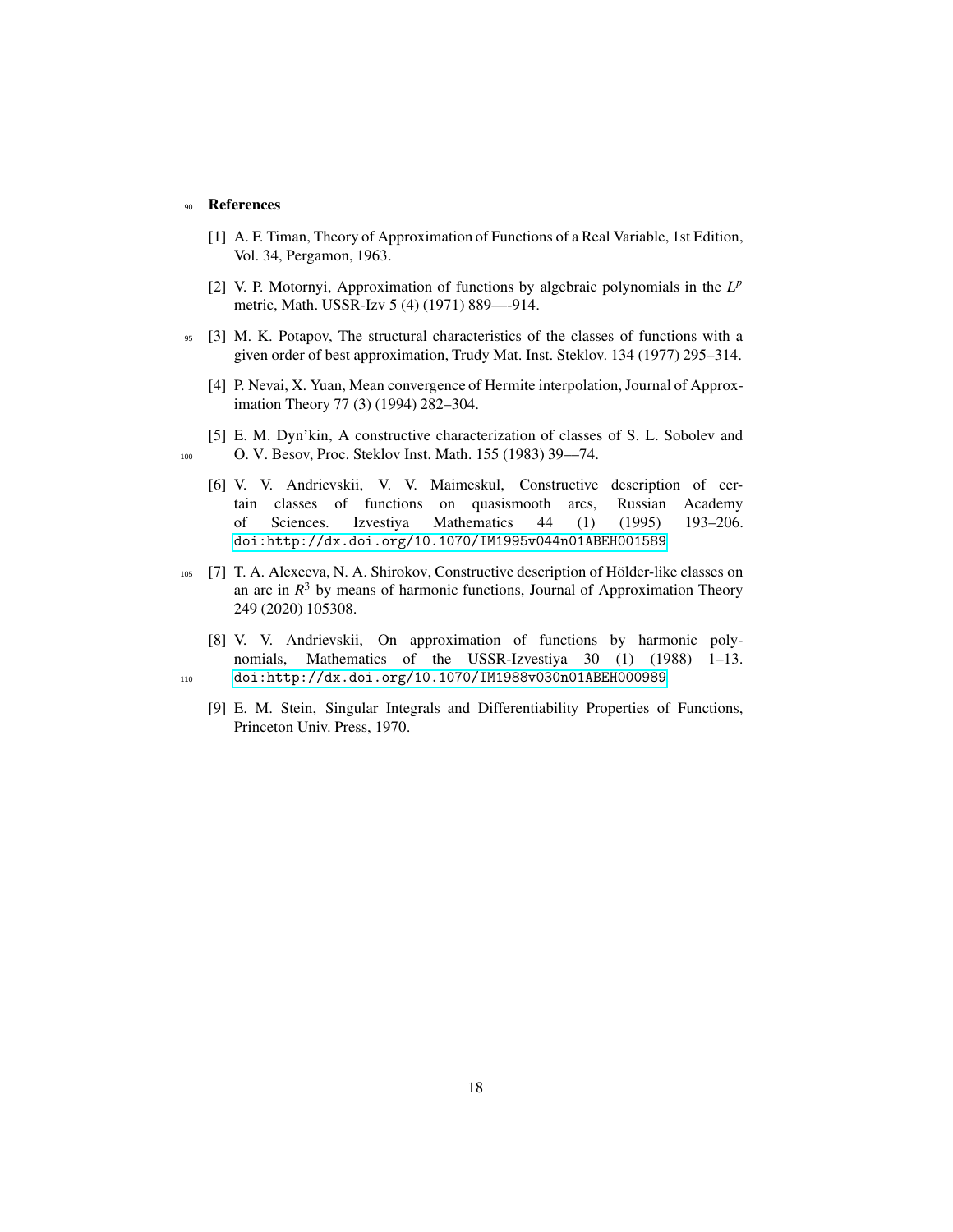## References

[1] A. F. Timan, Theory of Approximation of Functions of a Real Variable, 1st Edition, Vol. 34, Pergamon, 1963.

[2] V. P. Motornyi, Approximation of functions by algebraic polynomials in the $L^p$ metric, Math. USSR-Izv 5 (4) (1971) 889—-914.

[3] M. K. Potapov, The structural characteristics of the classes of functions with a given order of best approximation, Trudy Mat. Inst. Steklov. 134 (1977) 295–314.

[4] P. Nevai, X. Yuan, Mean convergence of Hermite interpolation, Journal of Approximation Theory 77 (3) (1994) 282–304.

[5] E. M. Dyn'kin, A constructive characterization of classes of S. L. Sobolev and O. V. Besov, Proc. Steklov Inst. Math. 155 (1983) 39—74.

[6] V. V. Andrievskii, V. V. Maimeskul, Constructive description of certain classes of functions on quasismooth arcs, Russian Academy of Sciences. Izvestiya Mathematics 44 (1) (1995) 193–206. doi:http://dx.doi.org/10.1070/IM1995v044n01ABEH001589

[7] T. A. Alexeeva, N. A. Shirokov, Constructive description of Hölder-like classes on an arc in $R^3$ by means of harmonic functions, Journal of Approximation Theory 249 (2020) 105308.

[8] V. V. Andrievskii, On approximation of functions by harmonic polynomials, Mathematics of the USSR-Izvestiya 30 (1) (1988) 1–13. doi:http://dx.doi.org/10.1070/IM1988v030n01ABEH000989

[9] E. M. Stein, Singular Integrals and Differentiability Properties of Functions, Princeton Univ. Press, 1970.